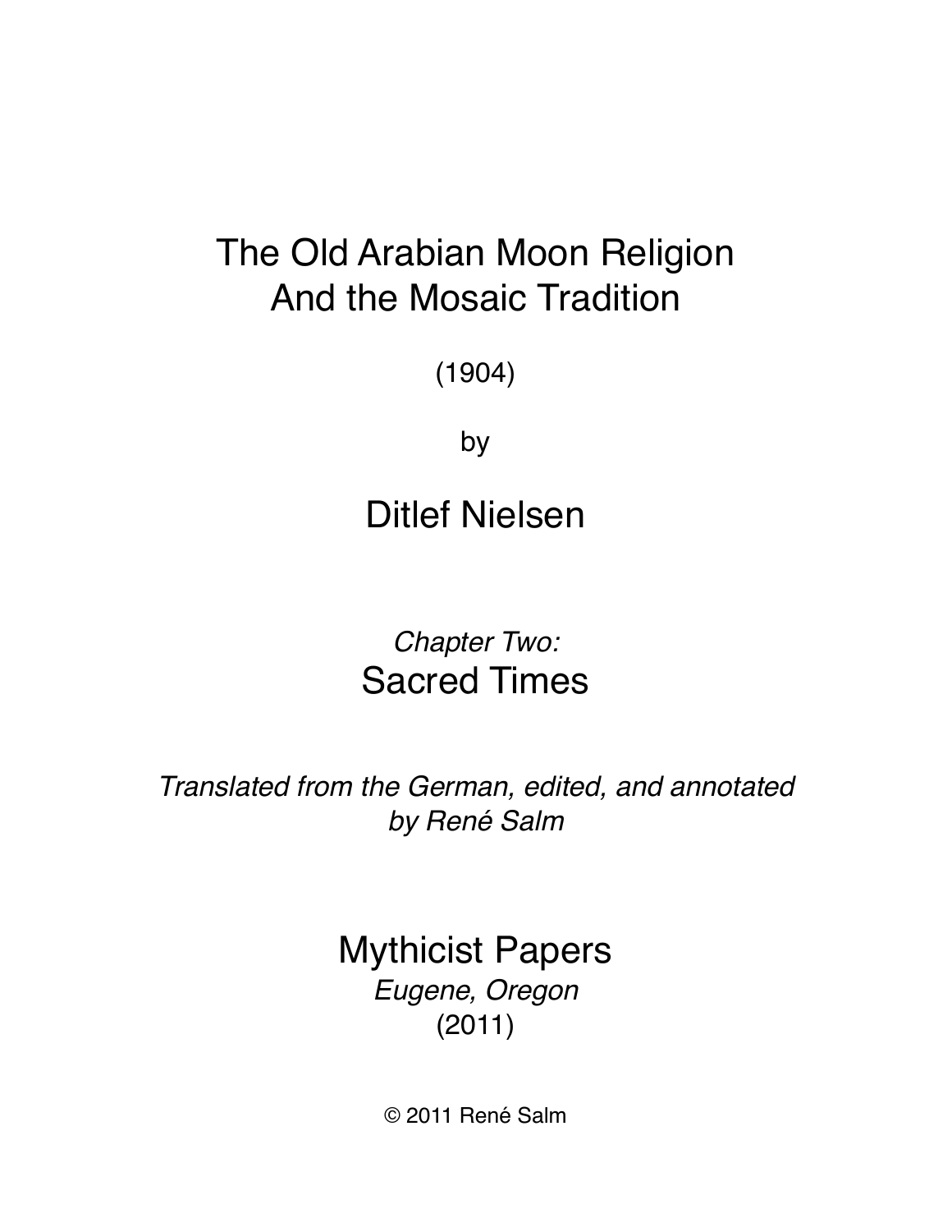# The Old Arabian Moon Religion And the Mosaic Tradition

(1904)

by

## Ditlef Nielsen

*Chapter Two:*

## Sacred Times

*Translated from the German, edited, and annotated by René Salm*

Mythicist Papers

*Eugene, Oregon*

(2011)

© 2011 René Salm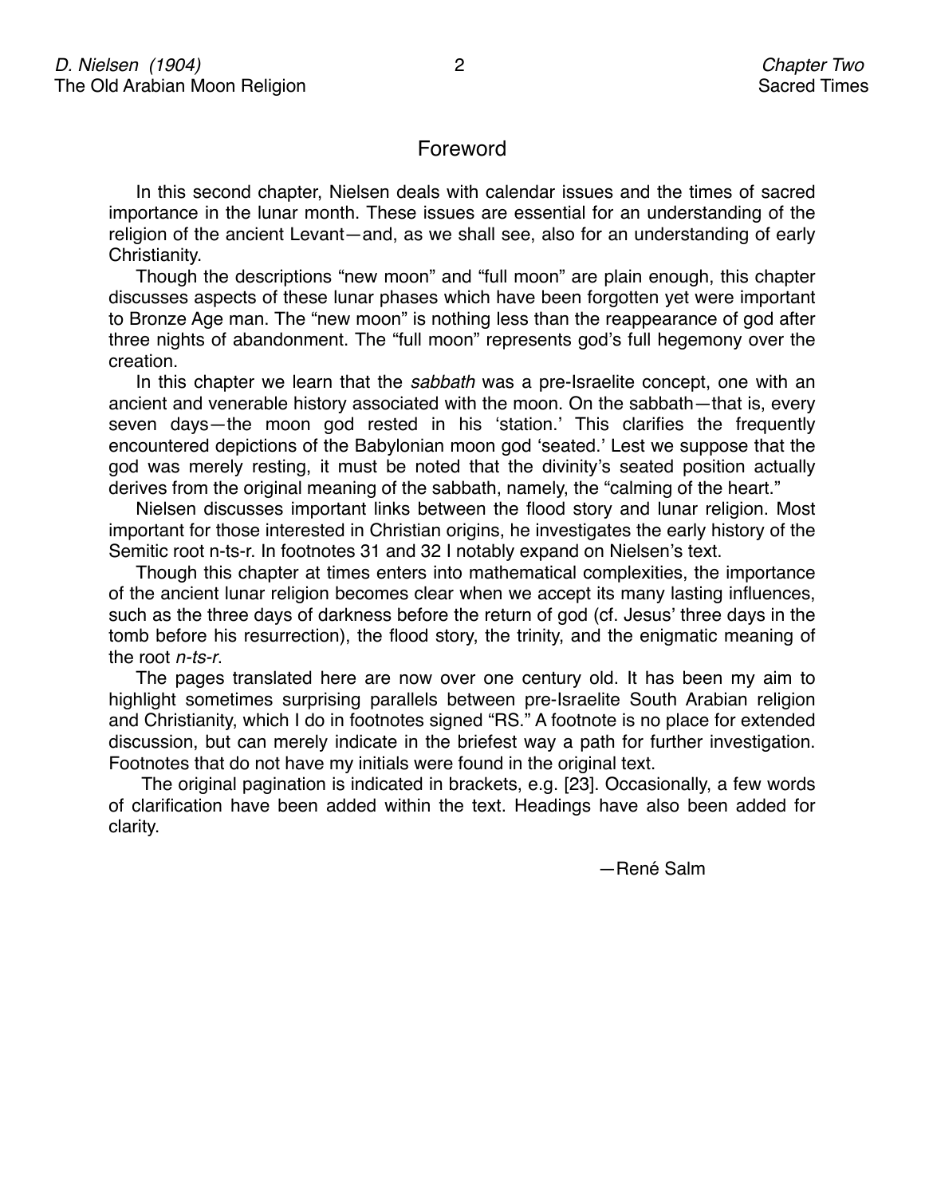## Foreword

In this second chapter, Nielsen deals with calendar issues and the times of sacred importance in the lunar month. These issues are essential for an understanding of the religion of the ancient Levant—and, as we shall see, also for an understanding of early Christianity.

Though the descriptions "new moon" and "full moon" are plain enough, this chapter discusses aspects of these lunar phases which have been forgotten yet were important to Bronze Age man. The "new moon" is nothing less than the reappearance of god after three nights of abandonment. The "full moon" represents god's full hegemony over the creation.

In this chapter we learn that the *sabbath* was a pre-Israelite concept, one with an ancient and venerable history associated with the moon. On the sabbath—that is, every seven days—the moon god rested in his 'station.' This clarifies the frequently encountered depictions of the Babylonian moon god 'seated.' Lest we suppose that the god was merely resting, it must be noted that the divinity's seated position actually derives from the original meaning of the sabbath, namely, the "calming of the heart."

Nielsen discusses important links between the flood story and lunar religion. Most important for those interested in Christian origins, he investigates the early history of the Semitic root n-ts-r. In footnotes 31 and 32 I notably expand on Nielsen's text.

Though this chapter at times enters into mathematical complexities, the importance of the ancient lunar religion becomes clear when we accept its many lasting influences, such as the three days of darkness before the return of god (cf. Jesus' three days in the tomb before his resurrection), the flood story, the trinity, and the enigmatic meaning of the root *n-ts-r*.

The pages translated here are now over one century old. It has been my aim to highlight sometimes surprising parallels between pre-Israelite South Arabian religion and Christianity, which I do in footnotes signed "RS." A footnote is no place for extended discussion, but can merely indicate in the briefest way a path for further investigation. Footnotes that do not have my initials were found in the original text.

The original pagination is indicated in brackets, e.g. [23]. Occasionally, a few words of clarification have been added within the text. Headings have also been added for clarity.

—René Salm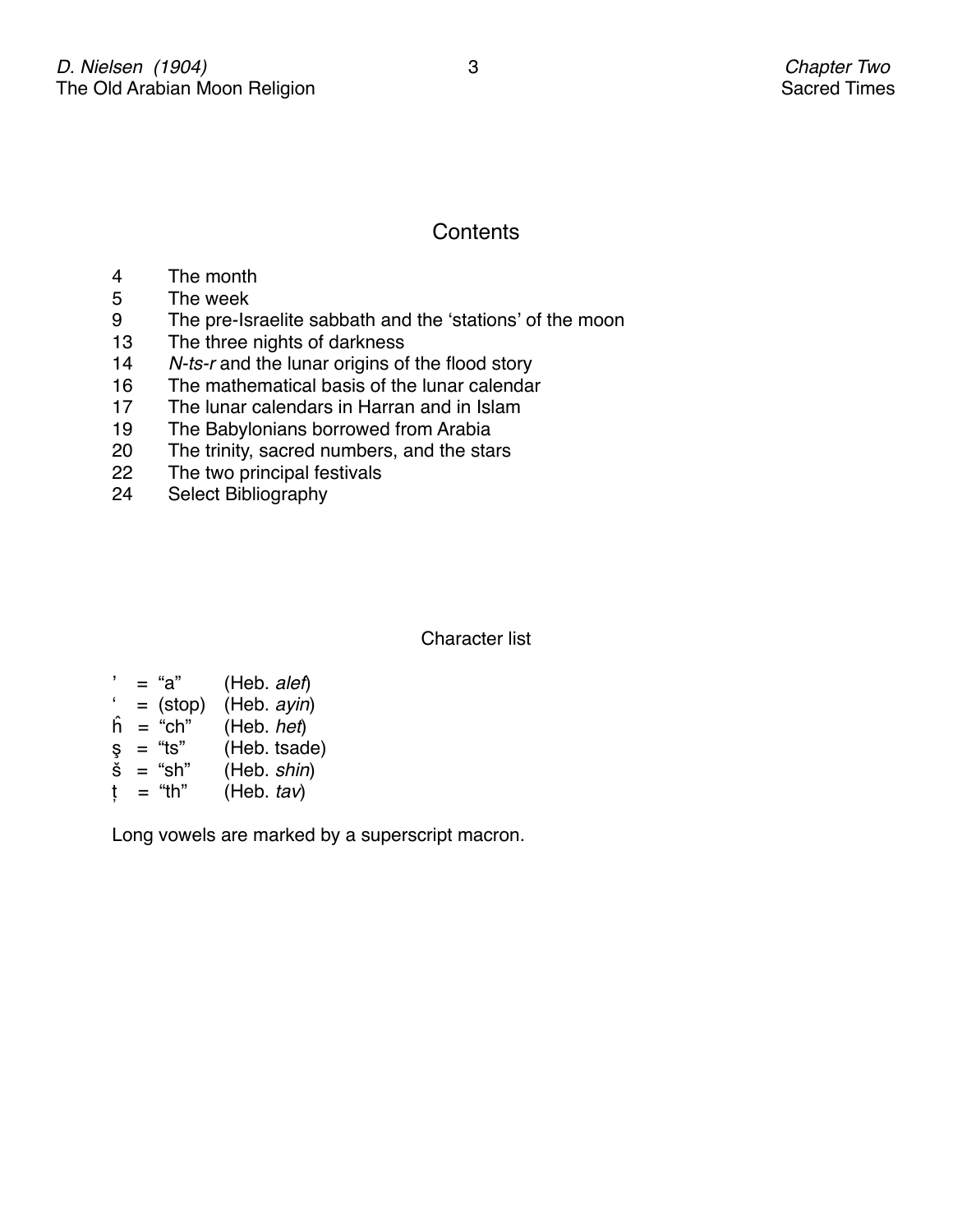## Contents

| | |
|---|---|
| 4 | The month |
| 5 | The week |
| 9 | The pre-Israelite sabbath and the 'stations' of the moon |
| 13 | The three nights of darkness |
| 14 | *N-ts-r* and the lunar origins of the flood story |
| 16 | The mathematical basis of the lunar calendar |
| 17 | The lunar calendars in Harran and in Islam |
| 19 | The Babylonians borrowed from Arabia |
| 20 | The trinity, sacred numbers, and the stars |
| 22 | The two principal festivals |
| 24 | Select Bibliography |

### Character list

| | | | |
|---|---|---|---|
| ' | = | "a" | (Heb. *alef*) |
| ' | = | (stop) | (Heb. *ayin*) |
| ĥ | = | "ch" | (Heb. *het*) |
| ş | = | "ts" | (Heb. tsade) |
| š | = | "sh" | (Heb. *shin*) |
| ț | = | "th" | (Heb. *tav*) |

Long vowels are marked by a superscript macron.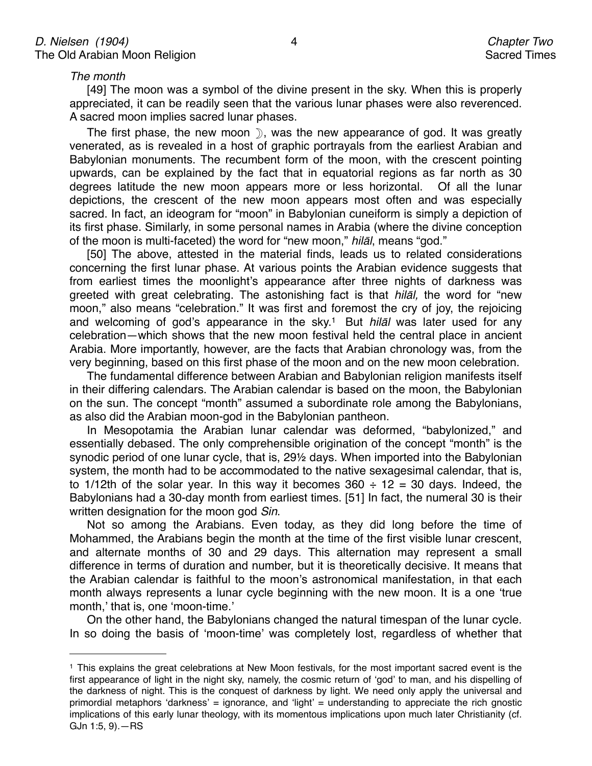*The month*

[49] The moon was a symbol of the divine present in the sky. When this is properly appreciated, it can be readily seen that the various lunar phases were also reverenced. A sacred moon implies sacred lunar phases.

The first phase, the new moon ☽, was the new appearance of god. It was greatly venerated, as is revealed in a host of graphic portrayals from the earliest Arabian and Babylonian monuments. The recumbent form of the moon, with the crescent pointing upwards, can be explained by the fact that in equatorial regions as far north as 30 degrees latitude the new moon appears more or less horizontal. Of all the lunar depictions, the crescent of the new moon appears most often and was especially sacred. In fact, an ideogram for "moon" in Babylonian cuneiform is simply a depiction of its first phase. Similarly, in some personal names in Arabia (where the divine conception of the moon is multi-faceted) the word for "new moon," *hilāl*, means "god."

[50] The above, attested in the material finds, leads us to related considerations concerning the first lunar phase. At various points the Arabian evidence suggests that from earliest times the moonlight's appearance after three nights of darkness was greeted with great celebrating. The astonishing fact is that *hilāl,* the word for "new moon," also means "celebration." It was first and foremost the cry of joy, the rejoicing and welcoming of god's appearance in the sky.[1] But *hilāl* was later used for any celebration—which shows that the new moon festival held the central place in ancient Arabia. More importantly, however, are the facts that Arabian chronology was, from the very beginning, based on this first phase of the moon and on the new moon celebration.

The fundamental difference between Arabian and Babylonian religion manifests itself in their differing calendars. The Arabian calendar is based on the moon, the Babylonian on the sun. The concept "month" assumed a subordinate role among the Babylonians, as also did the Arabian moon-god in the Babylonian pantheon.

In Mesopotamia the Arabian lunar calendar was deformed, "babylonized," and essentially debased. The only comprehensible origination of the concept "month" is the synodic period of one lunar cycle, that is, 29½ days. When imported into the Babylonian system, the month had to be accommodated to the native sexagesimal calendar, that is, to 1/12th of the solar year. In this way it becomes $360 \div 12 = 30$ days. Indeed, the Babylonians had a 30-day month from earliest times. [51] In fact, the numeral 30 is their written designation for the moon god *Sin*.

Not so among the Arabians. Even today, as they did long before the time of Mohammed, the Arabians begin the month at the time of the first visible lunar crescent, and alternate months of 30 and 29 days. This alternation may represent a small difference in terms of duration and number, but it is theoretically decisive. It means that the Arabian calendar is faithful to the moon's astronomical manifestation, in that each month always represents a lunar cycle beginning with the new moon. It is a one 'true month,' that is, one 'moon-time.'

On the other hand, the Babylonians changed the natural timespan of the lunar cycle. In so doing the basis of 'moon-time' was completely lost, regardless of whether that

---

[1] This explains the great celebrations at New Moon festivals, for the most important sacred event is the first appearance of light in the night sky, namely, the cosmic return of 'god' to man, and his dispelling of the darkness of night. This is the conquest of darkness by light. We need only apply the universal and primordial metaphors 'darkness' = ignorance, and 'light' = understanding to appreciate the rich gnostic implications of this early lunar theology, with its momentous implications upon much later Christianity (cf. GJn 1:5, 9).—RS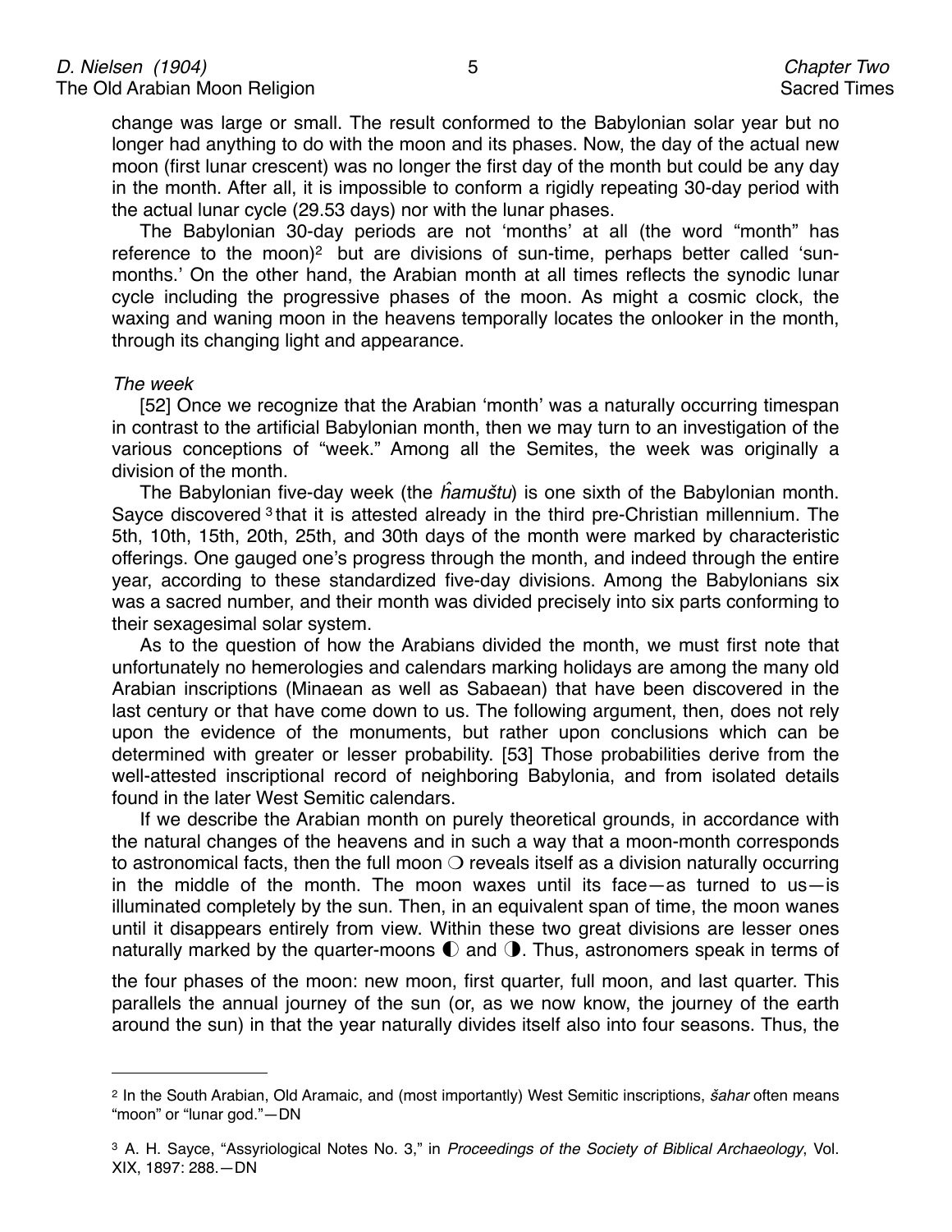change was large or small. The result conformed to the Babylonian solar year but no longer had anything to do with the moon and its phases. Now, the day of the actual new moon (first lunar crescent) was no longer the first day of the month but could be any day in the month. After all, it is impossible to conform a rigidly repeating 30-day period with the actual lunar cycle (29.53 days) nor with the lunar phases.

The Babylonian 30-day periods are not 'months' at all (the word "month" has reference to the moon)[2] but are divisions of sun-time, perhaps better called 'sun-months.' On the other hand, the Arabian month at all times reflects the synodic lunar cycle including the progressive phases of the moon. As might a cosmic clock, the waxing and waning moon in the heavens temporally locates the onlooker in the month, through its changing light and appearance.

*The week*

[52] Once we recognize that the Arabian 'month' was a naturally occurring timespan in contrast to the artificial Babylonian month, then we may turn to an investigation of the various conceptions of "week." Among all the Semites, the week was originally a division of the month.

The Babylonian five-day week (the *ĥamuštu*) is one sixth of the Babylonian month. Sayce discovered[3] that it is attested already in the third pre-Christian millennium. The 5th, 10th, 15th, 20th, 25th, and 30th days of the month were marked by characteristic offerings. One gauged one's progress through the month, and indeed through the entire year, according to these standardized five-day divisions. Among the Babylonians six was a sacred number, and their month was divided precisely into six parts conforming to their sexagesimal solar system.

As to the question of how the Arabians divided the month, we must first note that unfortunately no hemerologies and calendars marking holidays are among the many old Arabian inscriptions (Minaean as well as Sabaean) that have been discovered in the last century or that have come down to us. The following argument, then, does not rely upon the evidence of the monuments, but rather upon conclusions which can be determined with greater or lesser probability. [53] Those probabilities derive from the well-attested inscriptional record of neighboring Babylonia, and from isolated details found in the later West Semitic calendars.

If we describe the Arabian month on purely theoretical grounds, in accordance with the natural changes of the heavens and in such a way that a moon-month corresponds to astronomical facts, then the full moon ❍ reveals itself as a division naturally occurring in the middle of the month. The moon waxes until its face—as turned to us—is illuminated completely by the sun. Then, in an equivalent span of time, the moon wanes until it disappears entirely from view. Within these two great divisions are lesser ones naturally marked by the quarter-moons ◐ and ◑. Thus, astronomers speak in terms of the four phases of the moon: new moon, first quarter, full moon, and last quarter. This parallels the annual journey of the sun (or, as we now know, the journey of the earth around the sun) in that the year naturally divides itself also into four seasons. Thus, the

---

[2] In the South Arabian, Old Aramaic, and (most importantly) West Semitic inscriptions, *šahar* often means "moon" or "lunar god."—DN

[3] A. H. Sayce, "Assyriological Notes No. 3," in *Proceedings of the Society of Biblical Archaeology*, Vol. XIX, 1897: 288.—DN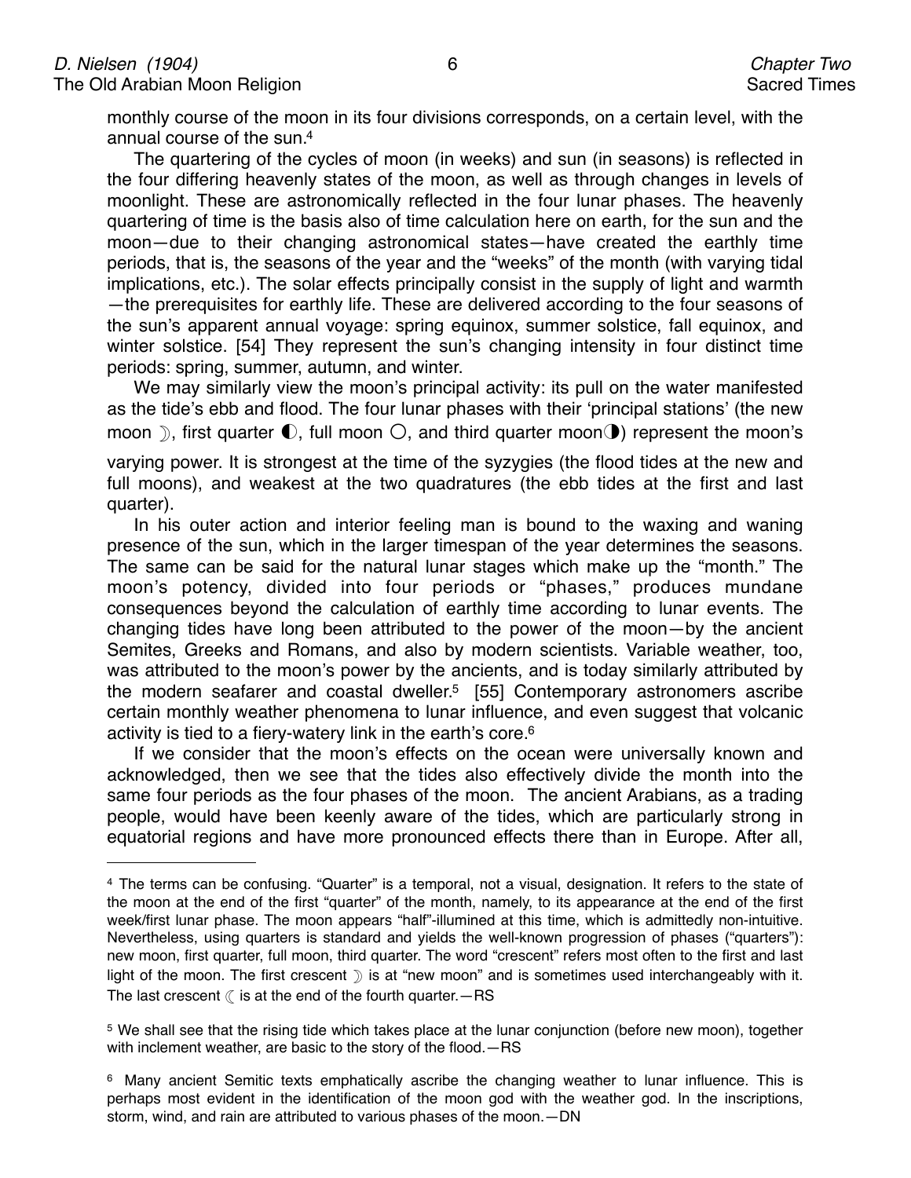monthly course of the moon in its four divisions corresponds, on a certain level, with the annual course of the sun.[4]

The quartering of the cycles of moon (in weeks) and sun (in seasons) is reflected in the four differing heavenly states of the moon, as well as through changes in levels of moonlight. These are astronomically reflected in the four lunar phases. The heavenly quartering of time is the basis also of time calculation here on earth, for the sun and the moon—due to their changing astronomical states—have created the earthly time periods, that is, the seasons of the year and the "weeks" of the month (with varying tidal implications, etc.). The solar effects principally consist in the supply of light and warmth—the prerequisites for earthly life. These are delivered according to the four seasons of the sun's apparent annual voyage: spring equinox, summer solstice, fall equinox, and winter solstice. [54] They represent the sun's changing intensity in four distinct time periods: spring, summer, autumn, and winter.

We may similarly view the moon's principal activity: its pull on the water manifested as the tide's ebb and flood. The four lunar phases with their 'principal stations' (the new moon ☽, first quarter ◐, full moon ○, and third quarter moon◑) represent the moon's varying power. It is strongest at the time of the syzygies (the flood tides at the new and full moons), and weakest at the two quadratures (the ebb tides at the first and last quarter).

In his outer action and interior feeling man is bound to the waxing and waning presence of the sun, which in the larger timespan of the year determines the seasons. The same can be said for the natural lunar stages which make up the "month." The moon's potency, divided into four periods or "phases," produces mundane consequences beyond the calculation of earthly time according to lunar events. The changing tides have long been attributed to the power of the moon—by the ancient Semites, Greeks and Romans, and also by modern scientists. Variable weather, too, was attributed to the moon's power by the ancients, and is today similarly attributed by the modern seafarer and coastal dweller.[5] [55] Contemporary astronomers ascribe certain monthly weather phenomena to lunar influence, and even suggest that volcanic activity is tied to a fiery-watery link in the earth's core.[6]

If we consider that the moon's effects on the ocean were universally known and acknowledged, then we see that the tides also effectively divide the month into the same four periods as the four phases of the moon. The ancient Arabians, as a trading people, would have been keenly aware of the tides, which are particularly strong in equatorial regions and have more pronounced effects there than in Europe. After all,

---

[4] The terms can be confusing. "Quarter" is a temporal, not a visual, designation. It refers to the state of the moon at the end of the first "quarter" of the month, namely, to its appearance at the end of the first week/first lunar phase. The moon appears "half"-illumined at this time, which is admittedly non-intuitive. Nevertheless, using quarters is standard and yields the well-known progression of phases ("quarters"): new moon, first quarter, full moon, third quarter. The word "crescent" refers most often to the first and last light of the moon. The first crescent ☽ is at "new moon" and is sometimes used interchangeably with it. The last crescent ☾ is at the end of the fourth quarter.—RS

[5] We shall see that the rising tide which takes place at the lunar conjunction (before new moon), together with inclement weather, are basic to the story of the flood.—RS

[6] Many ancient Semitic texts emphatically ascribe the changing weather to lunar influence. This is perhaps most evident in the identification of the moon god with the weather god. In the inscriptions, storm, wind, and rain are attributed to various phases of the moon.—DN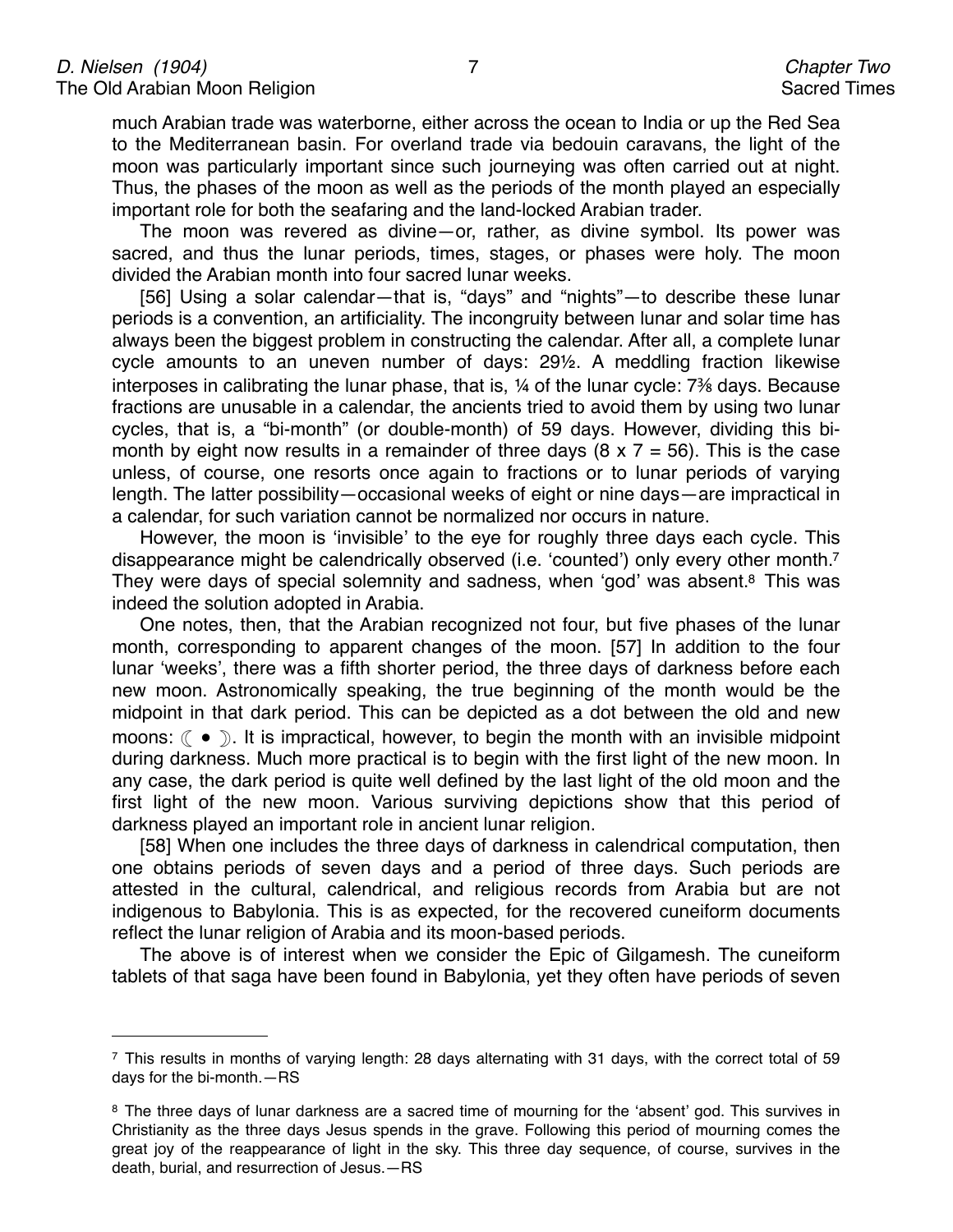much Arabian trade was waterborne, either across the ocean to India or up the Red Sea to the Mediterranean basin. For overland trade via bedouin caravans, the light of the moon was particularly important since such journeying was often carried out at night. Thus, the phases of the moon as well as the periods of the month played an especially important role for both the seafaring and the land-locked Arabian trader.

The moon was revered as divine—or, rather, as divine symbol. Its power was sacred, and thus the lunar periods, times, stages, or phases were holy. The moon divided the Arabian month into four sacred lunar weeks.

[56] Using a solar calendar—that is, "days" and "nights"—to describe these lunar periods is a convention, an artificiality. The incongruity between lunar and solar time has always been the biggest problem in constructing the calendar. After all, a complete lunar cycle amounts to an uneven number of days: 29½. A meddling fraction likewise interposes in calibrating the lunar phase, that is, ¼ of the lunar cycle: 7⅜ days. Because fractions are unusable in a calendar, the ancients tried to avoid them by using two lunar cycles, that is, a "bi-month" (or double-month) of 59 days. However, dividing this bi-month by eight now results in a remainder of three days (8 x 7 = 56). This is the case unless, of course, one resorts once again to fractions or to lunar periods of varying length. The latter possibility—occasional weeks of eight or nine days—are impractical in a calendar, for such variation cannot be normalized nor occurs in nature.

However, the moon is 'invisible' to the eye for roughly three days each cycle. This disappearance might be calendrically observed (i.e. 'counted') only every other month.[7] They were days of special solemnity and sadness, when 'god' was absent.[8] This was indeed the solution adopted in Arabia.

One notes, then, that the Arabian recognized not four, but five phases of the lunar month, corresponding to apparent changes of the moon. [57] In addition to the four lunar 'weeks', there was a fifth shorter period, the three days of darkness before each new moon. Astronomically speaking, the true beginning of the month would be the midpoint in that dark period. This can be depicted as a dot between the old and new moons: ☾ • ☽. It is impractical, however, to begin the month with an invisible midpoint during darkness. Much more practical is to begin with the first light of the new moon. In any case, the dark period is quite well defined by the last light of the old moon and the first light of the new moon. Various surviving depictions show that this period of darkness played an important role in ancient lunar religion.

[58] When one includes the three days of darkness in calendrical computation, then one obtains periods of seven days and a period of three days. Such periods are attested in the cultural, calendrical, and religious records from Arabia but are not indigenous to Babylonia. This is as expected, for the recovered cuneiform documents reflect the lunar religion of Arabia and its moon-based periods.

The above is of interest when we consider the Epic of Gilgamesh. The cuneiform tablets of that saga have been found in Babylonia, yet they often have periods of seven

---

[7] This results in months of varying length: 28 days alternating with 31 days, with the correct total of 59 days for the bi-month.—RS

[8] The three days of lunar darkness are a sacred time of mourning for the 'absent' god. This survives in Christianity as the three days Jesus spends in the grave. Following this period of mourning comes the great joy of the reappearance of light in the sky. This three day sequence, of course, survives in the death, burial, and resurrection of Jesus.—RS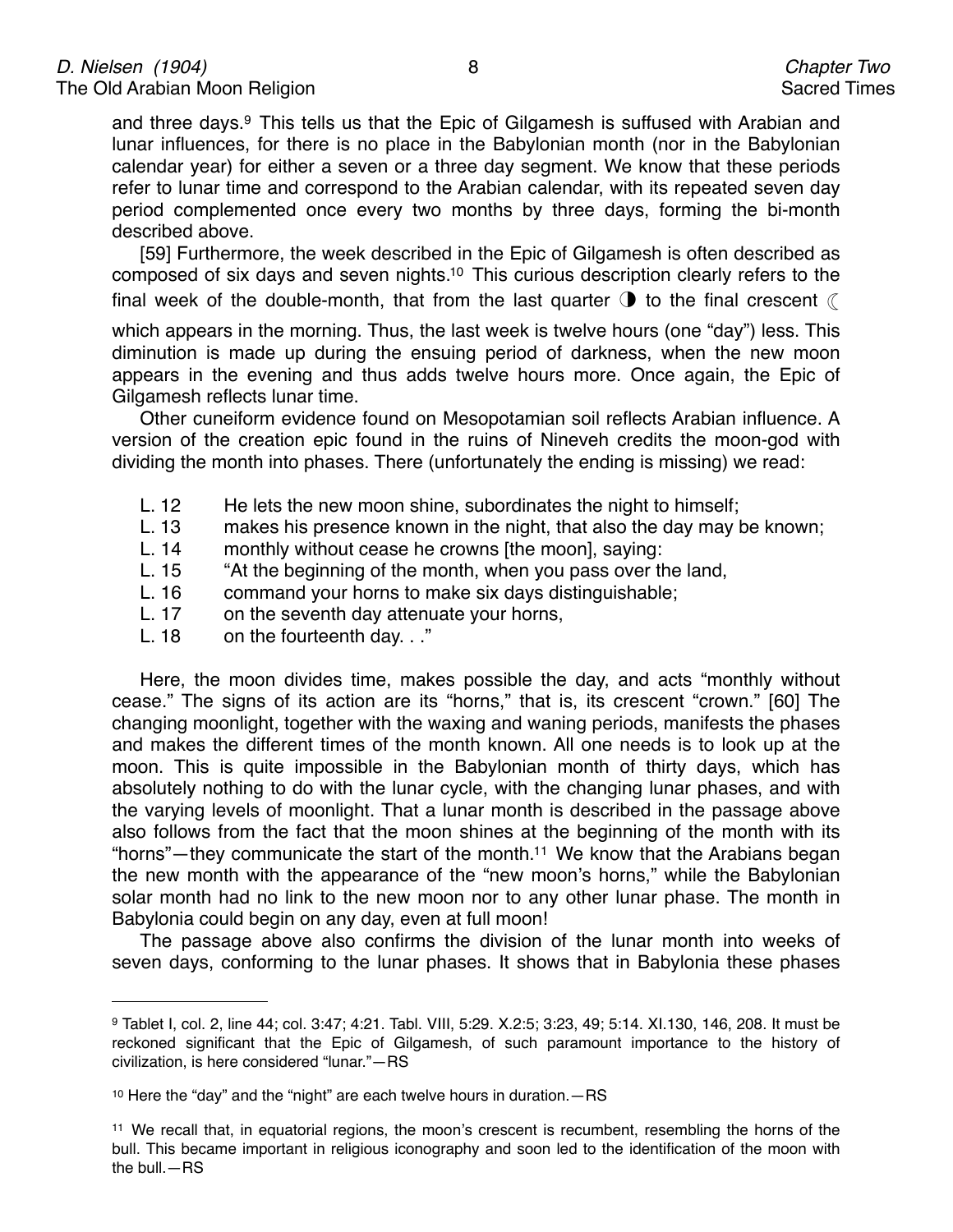and three days.[9] This tells us that the Epic of Gilgamesh is suffused with Arabian and lunar influences, for there is no place in the Babylonian month (nor in the Babylonian calendar year) for either a seven or a three day segment. We know that these periods refer to lunar time and correspond to the Arabian calendar, with its repeated seven day period complemented once every two months by three days, forming the bi-month described above.

[59] Furthermore, the week described in the Epic of Gilgamesh is often described as composed of six days and seven nights.[10] This curious description clearly refers to the final week of the double-month, that from the last quarter ◑ to the final crescent ☾ which appears in the morning. Thus, the last week is twelve hours (one "day") less. This diminution is made up during the ensuing period of darkness, when the new moon appears in the evening and thus adds twelve hours more. Once again, the Epic of Gilgamesh reflects lunar time.

Other cuneiform evidence found on Mesopotamian soil reflects Arabian influence. A version of the creation epic found in the ruins of Nineveh credits the moon-god with dividing the month into phases. There (unfortunately the ending is missing) we read:

L. 12 He lets the new moon shine, subordinates the night to himself;
L. 13 makes his presence known in the night, that also the day may be known;
L. 14 monthly without cease he crowns [the moon], saying:
L. 15 "At the beginning of the month, when you pass over the land,
L. 16 command your horns to make six days distinguishable;
L. 17 on the seventh day attenuate your horns,
L. 18 on the fourteenth day. . ."

Here, the moon divides time, makes possible the day, and acts "monthly without cease." The signs of its action are its "horns," that is, its crescent "crown." [60] The changing moonlight, together with the waxing and waning periods, manifests the phases and makes the different times of the month known. All one needs is to look up at the moon. This is quite impossible in the Babylonian month of thirty days, which has absolutely nothing to do with the lunar cycle, with the changing lunar phases, and with the varying levels of moonlight. That a lunar month is described in the passage above also follows from the fact that the moon shines at the beginning of the month with its "horns"—they communicate the start of the month.[11] We know that the Arabians began the new month with the appearance of the "new moon's horns," while the Babylonian solar month had no link to the new moon nor to any other lunar phase. The month in Babylonia could begin on any day, even at full moon!

The passage above also confirms the division of the lunar month into weeks of seven days, conforming to the lunar phases. It shows that in Babylonia these phases

---

[9] Tablet I, col. 2, line 44; col. 3:47; 4:21. Tabl. VIII, 5:29. X.2:5; 3:23, 49; 5:14. XI.130, 146, 208. It must be reckoned significant that the Epic of Gilgamesh, of such paramount importance to the history of civilization, is here considered "lunar."—RS

[10] Here the "day" and the "night" are each twelve hours in duration.—RS

[11] We recall that, in equatorial regions, the moon's crescent is recumbent, resembling the horns of the bull. This became important in religious iconography and soon led to the identification of the moon with the bull.—RS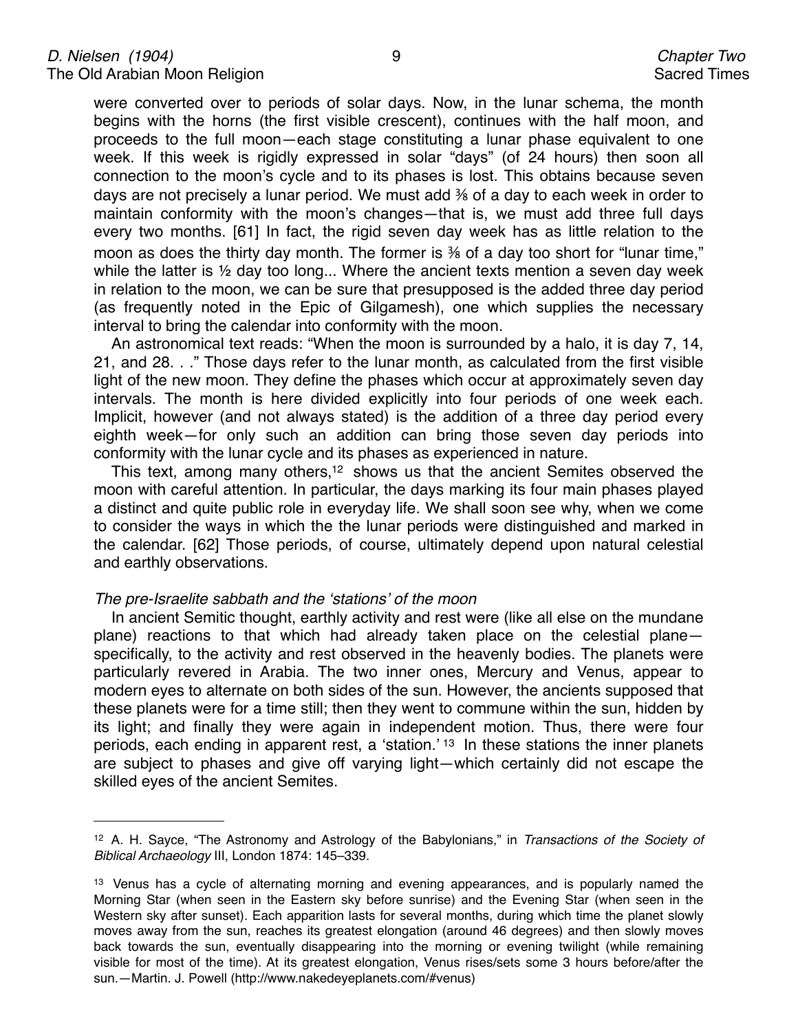were converted over to periods of solar days. Now, in the lunar schema, the month begins with the horns (the first visible crescent), continues with the half moon, and proceeds to the full moon—each stage constituting a lunar phase equivalent to one week. If this week is rigidly expressed in solar "days" (of 24 hours) then soon all connection to the moon's cycle and to its phases is lost. This obtains because seven days are not precisely a lunar period. We must add ⅜ of a day to each week in order to maintain conformity with the moon's changes—that is, we must add three full days every two months. [61] In fact, the rigid seven day week has as little relation to the moon as does the thirty day month. The former is ⅜ of a day too short for "lunar time," while the latter is ½ day too long... Where the ancient texts mention a seven day week in relation to the moon, we can be sure that presupposed is the added three day period (as frequently noted in the Epic of Gilgamesh), one which supplies the necessary interval to bring the calendar into conformity with the moon.

An astronomical text reads: "When the moon is surrounded by a halo, it is day 7, 14, 21, and 28. . ." Those days refer to the lunar month, as calculated from the first visible light of the new moon. They define the phases which occur at approximately seven day intervals. The month is here divided explicitly into four periods of one week each. Implicit, however (and not always stated) is the addition of a three day period every eighth week—for only such an addition can bring those seven day periods into conformity with the lunar cycle and its phases as experienced in nature.

This text, among many others,[12] shows us that the ancient Semites observed the moon with careful attention. In particular, the days marking its four main phases played a distinct and quite public role in everyday life. We shall soon see why, when we come to consider the ways in which the the lunar periods were distinguished and marked in the calendar. [62] Those periods, of course, ultimately depend upon natural celestial and earthly observations.

*The pre-Israelite sabbath and the 'stations' of the moon*

In ancient Semitic thought, earthly activity and rest were (like all else on the mundane plane) reactions to that which had already taken place on the celestial plane—specifically, to the activity and rest observed in the heavenly bodies. The planets were particularly revered in Arabia. The two inner ones, Mercury and Venus, appear to modern eyes to alternate on both sides of the sun. However, the ancients supposed that these planets were for a time still; then they went to commune within the sun, hidden by its light; and finally they were again in independent motion. Thus, there were four periods, each ending in apparent rest, a 'station.'[13] In these stations the inner planets are subject to phases and give off varying light—which certainly did not escape the skilled eyes of the ancient Semites.

---

[12] A. H. Sayce, "The Astronomy and Astrology of the Babylonians," in *Transactions of the Society of Biblical Archaeology* III, London 1874: 145–339.

[13] Venus has a cycle of alternating morning and evening appearances, and is popularly named the Morning Star (when seen in the Eastern sky before sunrise) and the Evening Star (when seen in the Western sky after sunset). Each apparition lasts for several months, during which time the planet slowly moves away from the sun, reaches its greatest elongation (around 46 degrees) and then slowly moves back towards the sun, eventually disappearing into the morning or evening twilight (while remaining visible for most of the time). At its greatest elongation, Venus rises/sets some 3 hours before/after the sun.—Martin. J. Powell (http://www.nakedeyeplanets.com/#venus)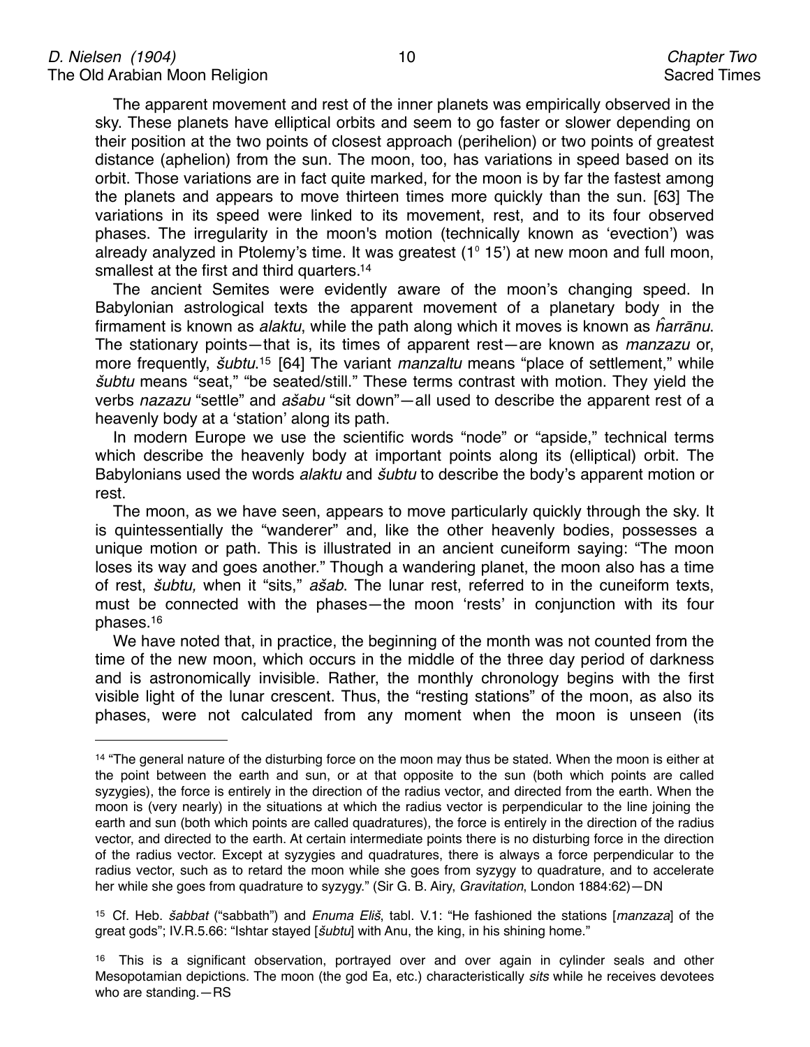The apparent movement and rest of the inner planets was empirically observed in the sky. These planets have elliptical orbits and seem to go faster or slower depending on their position at the two points of closest approach (perihelion) or two points of greatest distance (aphelion) from the sun. The moon, too, has variations in speed based on its orbit. Those variations are in fact quite marked, for the moon is by far the fastest among the planets and appears to move thirteen times more quickly than the sun. [63] The variations in its speed were linked to its movement, rest, and to its four observed phases. The irregularity in the moon's motion (technically known as 'evection') was already analyzed in Ptolemy's time. It was greatest ($1^\circ$ 15') at new moon and full moon, smallest at the first and third quarters.[14]

The ancient Semites were evidently aware of the moon's changing speed. In Babylonian astrological texts the apparent movement of a planetary body in the firmament is known as *alaktu*, while the path along which it moves is known as *ḫ̂arrānu*. The stationary points—that is, its times of apparent rest—are known as *manzazu* or, more frequently, *šubtu*.[15] [64] The variant *manzaltu* means "place of settlement," while *šubtu* means "seat," "be seated/still." These terms contrast with motion. They yield the verbs *nazazu* "settle" and *ašabu* "sit down"—all used to describe the apparent rest of a heavenly body at a 'station' along its path.

In modern Europe we use the scientific words "node" or "apside," technical terms which describe the heavenly body at important points along its (elliptical) orbit. The Babylonians used the words *alaktu* and *šubtu* to describe the body's apparent motion or rest.

The moon, as we have seen, appears to move particularly quickly through the sky. It is quintessentially the "wanderer" and, like the other heavenly bodies, possesses a unique motion or path. This is illustrated in an ancient cuneiform saying: "The moon loses its way and goes another." Though a wandering planet, the moon also has a time of rest, *šubtu,* when it "sits," *ašab*. The lunar rest, referred to in the cuneiform texts, must be connected with the phases—the moon 'rests' in conjunction with its four phases.[16]

We have noted that, in practice, the beginning of the month was not counted from the time of the new moon, which occurs in the middle of the three day period of darkness and is astronomically invisible. Rather, the monthly chronology begins with the first visible light of the lunar crescent. Thus, the "resting stations" of the moon, as also its phases, were not calculated from any moment when the moon is unseen (its

---

[14] "The general nature of the disturbing force on the moon may thus be stated. When the moon is either at the point between the earth and sun, or at that opposite to the sun (both which points are called syzygies), the force is entirely in the direction of the radius vector, and directed from the earth. When the moon is (very nearly) in the situations at which the radius vector is perpendicular to the line joining the earth and sun (both which points are called quadratures), the force is entirely in the direction of the radius vector, and directed to the earth. At certain intermediate points there is no disturbing force in the direction of the radius vector. Except at syzygies and quadratures, there is always a force perpendicular to the radius vector, such as to retard the moon while she goes from syzygy to quadrature, and to accelerate her while she goes from quadrature to syzygy." (Sir G. B. Airy, *Gravitation*, London 1884:62)—DN

[15] Cf. Heb. *šabbat* ("sabbath") and *Enuma Eliš*, tabl. V.1: "He fashioned the stations [*manzaza*] of the great gods"; IV.R.5.66: "Ishtar stayed [*šubtu*] with Anu, the king, in his shining home."

[16] This is a significant observation, portrayed over and over again in cylinder seals and other Mesopotamian depictions. The moon (the god Ea, etc.) characteristically *sits* while he receives devotees who are standing.—RS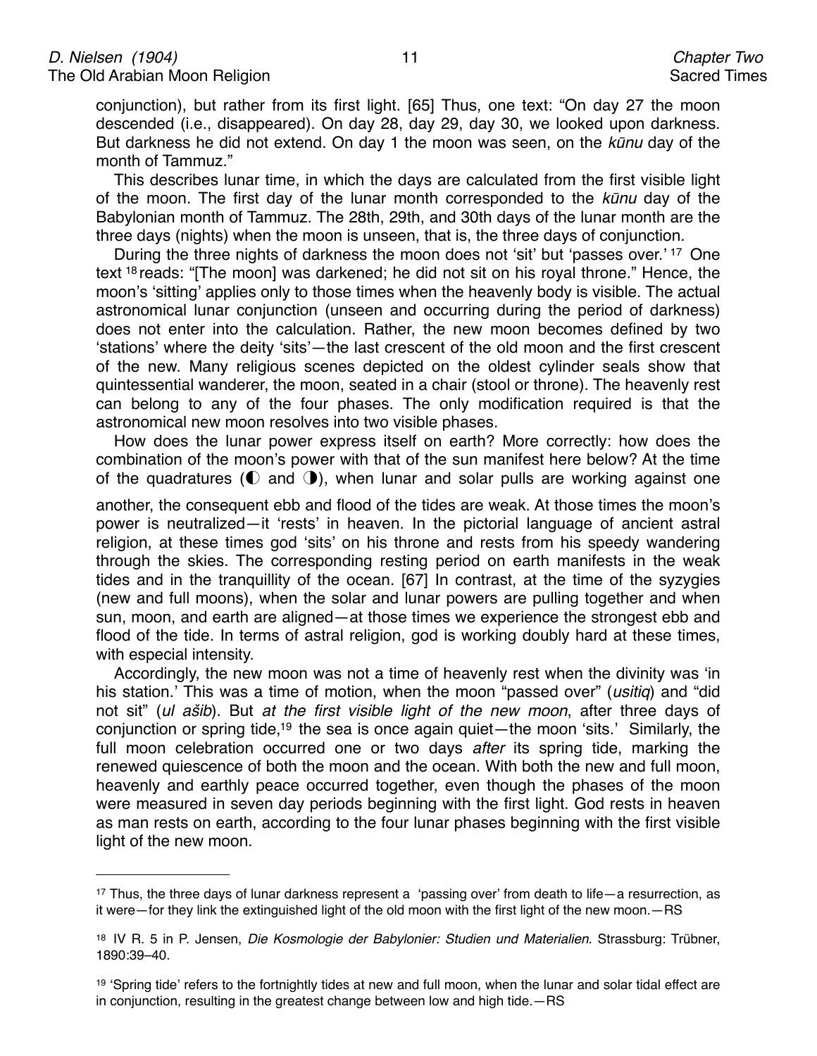conjunction), but rather from its first light. [65] Thus, one text: "On day 27 the moon descended (i.e., disappeared). On day 28, day 29, day 30, we looked upon darkness. But darkness he did not extend. On day 1 the moon was seen, on the *kūnu* day of the month of Tammuz."

This describes lunar time, in which the days are calculated from the first visible light of the moon. The first day of the lunar month corresponded to the *kūnu* day of the Babylonian month of Tammuz. The 28th, 29th, and 30th days of the lunar month are the three days (nights) when the moon is unseen, that is, the three days of conjunction.

During the three nights of darkness the moon does not 'sit' but 'passes over.'[17] One text[18] reads: "[The moon] was darkened; he did not sit on his royal throne." Hence, the moon's 'sitting' applies only to those times when the heavenly body is visible. The actual astronomical lunar conjunction (unseen and occurring during the period of darkness) does not enter into the calculation. Rather, the new moon becomes defined by two 'stations' where the deity 'sits'—the last crescent of the old moon and the first crescent of the new. Many religious scenes depicted on the oldest cylinder seals show that quintessential wanderer, the moon, seated in a chair (stool or throne). The heavenly rest can belong to any of the four phases. The only modification required is that the astronomical new moon resolves into two visible phases.

How does the lunar power express itself on earth? More correctly: how does the combination of the moon's power with that of the sun manifest here below? At the time of the quadratures (◐ and ◑), when lunar and solar pulls are working against one another, the consequent ebb and flood of the tides are weak. At those times the moon's power is neutralized—it 'rests' in heaven. In the pictorial language of ancient astral religion, at these times god 'sits' on his throne and rests from his speedy wandering through the skies. The corresponding resting period on earth manifests in the weak tides and in the tranquillity of the ocean. [67] In contrast, at the time of the syzygies (new and full moons), when the solar and lunar powers are pulling together and when sun, moon, and earth are aligned—at those times we experience the strongest ebb and flood of the tide. In terms of astral religion, god is working doubly hard at these times, with especial intensity.

Accordingly, the new moon was not a time of heavenly rest when the divinity was 'in his station.' This was a time of motion, when the moon "passed over" (*usitiq*) and "did not sit" (*ul ašib*). But *at the first visible light of the new moon*, after three days of conjunction or spring tide,[19] the sea is once again quiet—the moon 'sits.' Similarly, the full moon celebration occurred one or two days *after* its spring tide, marking the renewed quiescence of both the moon and the ocean. With both the new and full moon, heavenly and earthly peace occurred together, even though the phases of the moon were measured in seven day periods beginning with the first light. God rests in heaven as man rests on earth, according to the four lunar phases beginning with the first visible light of the new moon.

---

[17] Thus, the three days of lunar darkness represent a 'passing over' from death to life—a resurrection, as it were—for they link the extinguished light of the old moon with the first light of the new moon.—RS

[18] IV R. 5 in P. Jensen, *Die Kosmologie der Babylonier: Studien und Materialien*. Strassburg: Trübner, 1890:39–40.

[19] 'Spring tide' refers to the fortnightly tides at new and full moon, when the lunar and solar tidal effect are in conjunction, resulting in the greatest change between low and high tide.—RS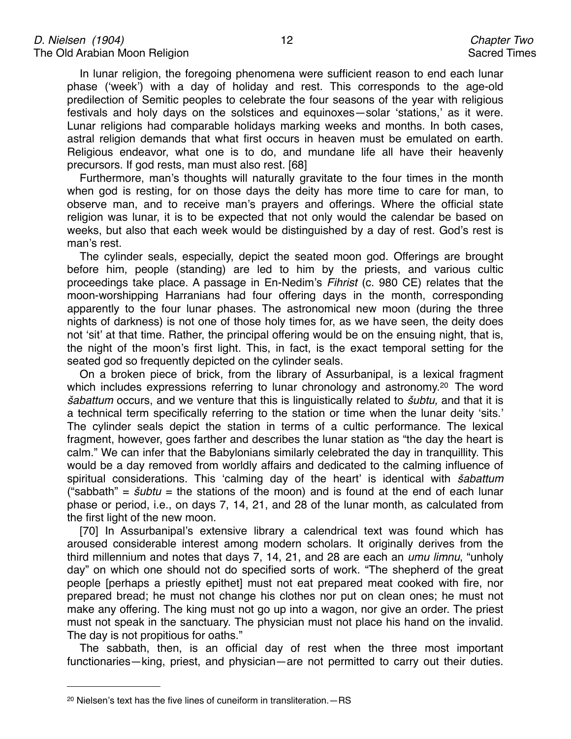In lunar religion, the foregoing phenomena were sufficient reason to end each lunar phase ('week') with a day of holiday and rest. This corresponds to the age-old predilection of Semitic peoples to celebrate the four seasons of the year with religious festivals and holy days on the solstices and equinoxes—solar 'stations,' as it were. Lunar religions had comparable holidays marking weeks and months. In both cases, astral religion demands that what first occurs in heaven must be emulated on earth. Religious endeavor, what one is to do, and mundane life all have their heavenly precursors. If god rests, man must also rest. [68]

Furthermore, man's thoughts will naturally gravitate to the four times in the month when god is resting, for on those days the deity has more time to care for man, to observe man, and to receive man's prayers and offerings. Where the official state religion was lunar, it is to be expected that not only would the calendar be based on weeks, but also that each week would be distinguished by a day of rest. God's rest is man's rest.

The cylinder seals, especially, depict the seated moon god. Offerings are brought before him, people (standing) are led to him by the priests, and various cultic proceedings take place. A passage in En-Nedim's *Fihrist* (c. 980 CE) relates that the moon-worshipping Harranians had four offering days in the month, corresponding apparently to the four lunar phases. The astronomical new moon (during the three nights of darkness) is not one of those holy times for, as we have seen, the deity does not 'sit' at that time. Rather, the principal offering would be on the ensuing night, that is, the night of the moon's first light. This, in fact, is the exact temporal setting for the seated god so frequently depicted on the cylinder seals.

On a broken piece of brick, from the library of Assurbanipal, is a lexical fragment which includes expressions referring to lunar chronology and astronomy.[20] The word *šabattum* occurs, and we venture that this is linguistically related to *šubtu,* and that it is a technical term specifically referring to the station or time when the lunar deity 'sits.' The cylinder seals depict the station in terms of a cultic performance. The lexical fragment, however, goes farther and describes the lunar station as "the day the heart is calm." We can infer that the Babylonians similarly celebrated the day in tranquillity. This would be a day removed from worldly affairs and dedicated to the calming influence of spiritual considerations. This 'calming day of the heart' is identical with *šabattum* ("sabbath" = *šubtu* = the stations of the moon) and is found at the end of each lunar phase or period, i.e., on days 7, 14, 21, and 28 of the lunar month, as calculated from the first light of the new moon.

[70] In Assurbanipal's extensive library a calendrical text was found which has aroused considerable interest among modern scholars. It originally derives from the third millennium and notes that days 7, 14, 21, and 28 are each an *umu limnu*, "unholy day" on which one should not do specified sorts of work. "The shepherd of the great people [perhaps a priestly epithet] must not eat prepared meat cooked with fire, nor prepared bread; he must not change his clothes nor put on clean ones; he must not make any offering. The king must not go up into a wagon, nor give an order. The priest must not speak in the sanctuary. The physician must not place his hand on the invalid. The day is not propitious for oaths."

The sabbath, then, is an official day of rest when the three most important functionaries—king, priest, and physician—are not permitted to carry out their duties.

[20] Nielsen's text has the five lines of cuneiform in transliteration.—RS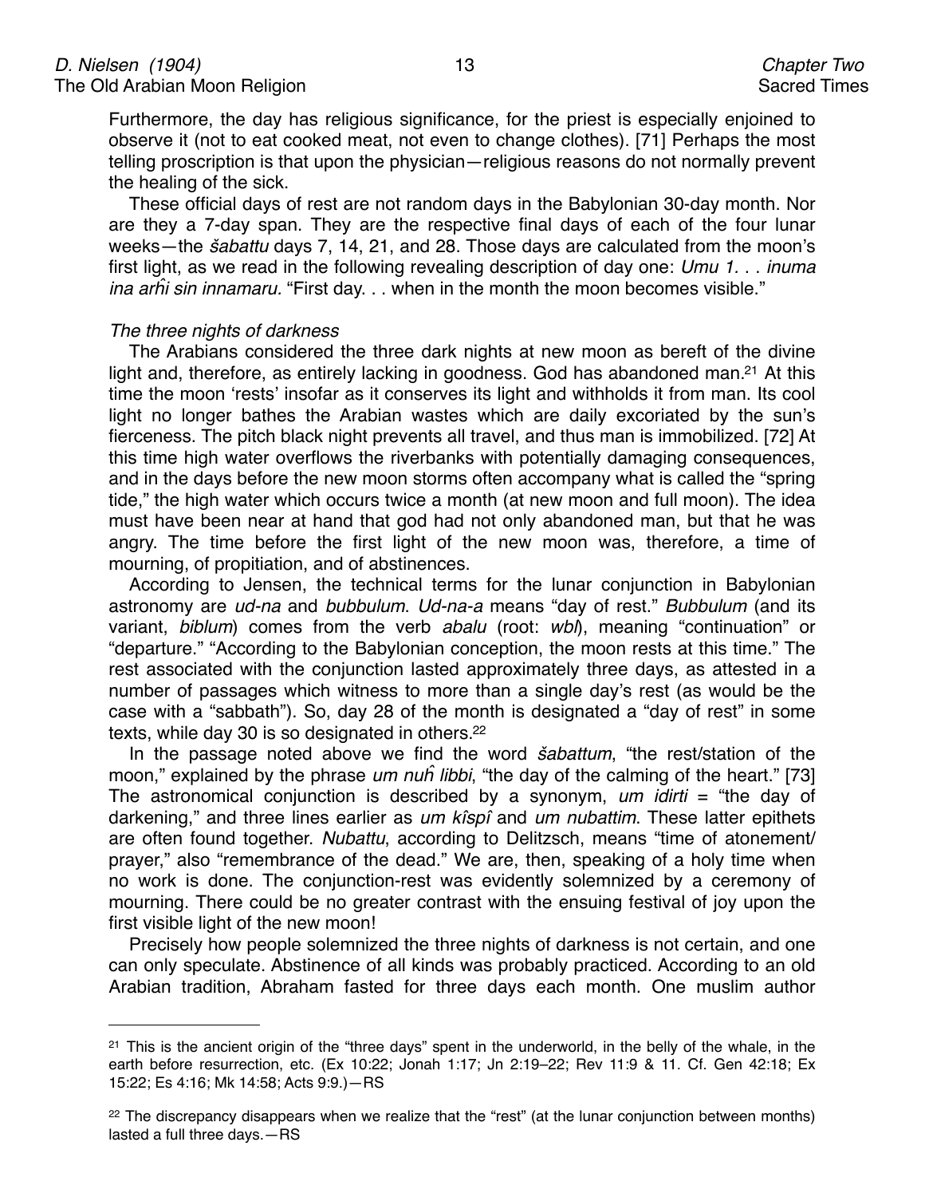Furthermore, the day has religious significance, for the priest is especially enjoined to observe it (not to eat cooked meat, not even to change clothes). [71] Perhaps the most telling proscription is that upon the physician—religious reasons do not normally prevent the healing of the sick.

These official days of rest are not random days in the Babylonian 30-day month. Nor are they a 7-day span. They are the respective final days of each of the four lunar weeks—the *šabattu* days 7, 14, 21, and 28. Those days are calculated from the moon's first light, as we read in the following revealing description of day one: *Umu 1. . . inuma ina arĥi sin innamaru.* "First day. . . when in the month the moon becomes visible."

*The three nights of darkness*

The Arabians considered the three dark nights at new moon as bereft of the divine light and, therefore, as entirely lacking in goodness. God has abandoned man.[21] At this time the moon 'rests' insofar as it conserves its light and withholds it from man. Its cool light no longer bathes the Arabian wastes which are daily excoriated by the sun's fierceness. The pitch black night prevents all travel, and thus man is immobilized. [72] At this time high water overflows the riverbanks with potentially damaging consequences, and in the days before the new moon storms often accompany what is called the "spring tide," the high water which occurs twice a month (at new moon and full moon). The idea must have been near at hand that god had not only abandoned man, but that he was angry. The time before the first light of the new moon was, therefore, a time of mourning, of propitiation, and of abstinences.

According to Jensen, the technical terms for the lunar conjunction in Babylonian astronomy are *ud-na* and *bubbulum*. *Ud-na-a* means "day of rest." *Bubbulum* (and its variant, *biblum*) comes from the verb *abalu* (root: *wbl*), meaning "continuation" or "departure." "According to the Babylonian conception, the moon rests at this time." The rest associated with the conjunction lasted approximately three days, as attested in a number of passages which witness to more than a single day's rest (as would be the case with a "sabbath"). So, day 28 of the month is designated a "day of rest" in some texts, while day 30 is so designated in others.[22]

In the passage noted above we find the word *šabattum*, "the rest/station of the moon," explained by the phrase *um nuĥ libbi*, "the day of the calming of the heart." [73] The astronomical conjunction is described by a synonym, *um idirti* = "the day of darkening," and three lines earlier as *um kîspî* and *um nubattim*. These latter epithets are often found together. *Nubattu*, according to Delitzsch, means "time of atonement/prayer," also "remembrance of the dead." We are, then, speaking of a holy time when no work is done. The conjunction-rest was evidently solemnized by a ceremony of mourning. There could be no greater contrast with the ensuing festival of joy upon the first visible light of the new moon!

Precisely how people solemnized the three nights of darkness is not certain, and one can only speculate. Abstinence of all kinds was probably practiced. According to an old Arabian tradition, Abraham fasted for three days each month. One muslim author

---

[21] This is the ancient origin of the "three days" spent in the underworld, in the belly of the whale, in the earth before resurrection, etc. (Ex 10:22; Jonah 1:17; Jn 2:19–22; Rev 11:9 & 11. Cf. Gen 42:18; Ex 15:22; Es 4:16; Mk 14:58; Acts 9:9.)—RS

[22] The discrepancy disappears when we realize that the "rest" (at the lunar conjunction between months) lasted a full three days.—RS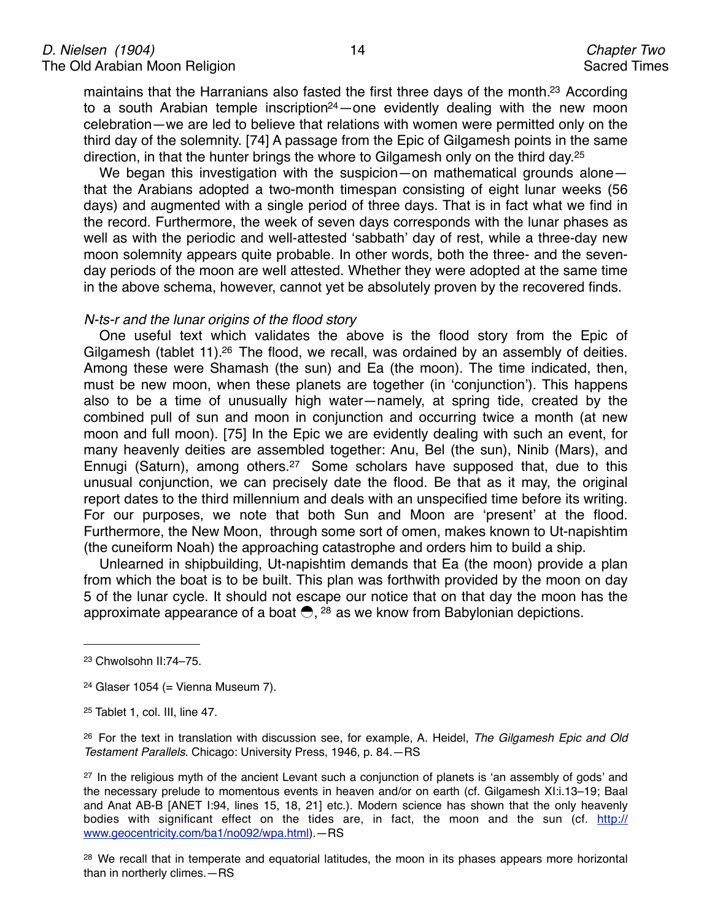maintains that the Harranians also fasted the first three days of the month.[23] According to a south Arabian temple inscription[24]—one evidently dealing with the new moon celebration—we are led to believe that relations with women were permitted only on the third day of the solemnity. [74] A passage from the Epic of Gilgamesh points in the same direction, in that the hunter brings the whore to Gilgamesh only on the third day.[25]

We began this investigation with the suspicion—on mathematical grounds alone—that the Arabians adopted a two-month timespan consisting of eight lunar weeks (56 days) and augmented with a single period of three days. That is in fact what we find in the record. Furthermore, the week of seven days corresponds with the lunar phases as well as with the periodic and well-attested 'sabbath' day of rest, while a three-day new moon solemnity appears quite probable. In other words, both the three- and the seven-day periods of the moon are well attested. Whether they were adopted at the same time in the above schema, however, cannot yet be absolutely proven by the recovered finds.

### *N-ts-r and the lunar origins of the flood story*

One useful text which validates the above is the flood story from the Epic of Gilgamesh (tablet 11).[26] The flood, we recall, was ordained by an assembly of deities. Among these were Shamash (the sun) and Ea (the moon). The time indicated, then, must be new moon, when these planets are together (in 'conjunction'). This happens also to be a time of unusually high water—namely, at spring tide, created by the combined pull of sun and moon in conjunction and occurring twice a month (at new moon and full moon). [75] In the Epic we are evidently dealing with such an event, for many heavenly deities are assembled together: Anu, Bel (the sun), Ninib (Mars), and Ennugi (Saturn), among others.[27] Some scholars have supposed that, due to this unusual conjunction, we can precisely date the flood. Be that as it may, the original report dates to the third millennium and deals with an unspecified time before its writing. For our purposes, we note that both Sun and Moon are 'present' at the flood. Furthermore, the New Moon, through some sort of omen, makes known to Ut-napishtim (the cuneiform Noah) the approaching catastrophe and orders him to build a ship.

Unlearned in shipbuilding, Ut-napishtim demands that Ea (the moon) provide a plan from which the boat is to be built. This plan was forthwith provided by the moon on day 5 of the lunar cycle. It should not escape our notice that on that day the moon has the approximate appearance of a boat ◓, [28] as we know from Babylonian depictions.

---

[23] Chwolsohn II:74–75.

[24] Glaser 1054 (= Vienna Museum 7).

[25] Tablet 1, col. III, line 47.

[26] For the text in translation with discussion see, for example, A. Heidel, *The Gilgamesh Epic and Old Testament Parallels*. Chicago: University Press, 1946, p. 84.—RS

[27] In the religious myth of the ancient Levant such a conjunction of planets is 'an assembly of gods' and the necessary prelude to momentous events in heaven and/or on earth (cf. Gilgamesh XI:i.13–19; Baal and Anat AB-B [ANET I:94, lines 15, 18, 21] etc.). Modern science has shown that the only heavenly bodies with significant effect on the tides are, in fact, the moon and the sun (cf. http://www.geocentricity.com/ba1/no092/wpa.html).—RS

[28] We recall that in temperate and equatorial latitudes, the moon in its phases appears more horizontal than in northerly climes.—RS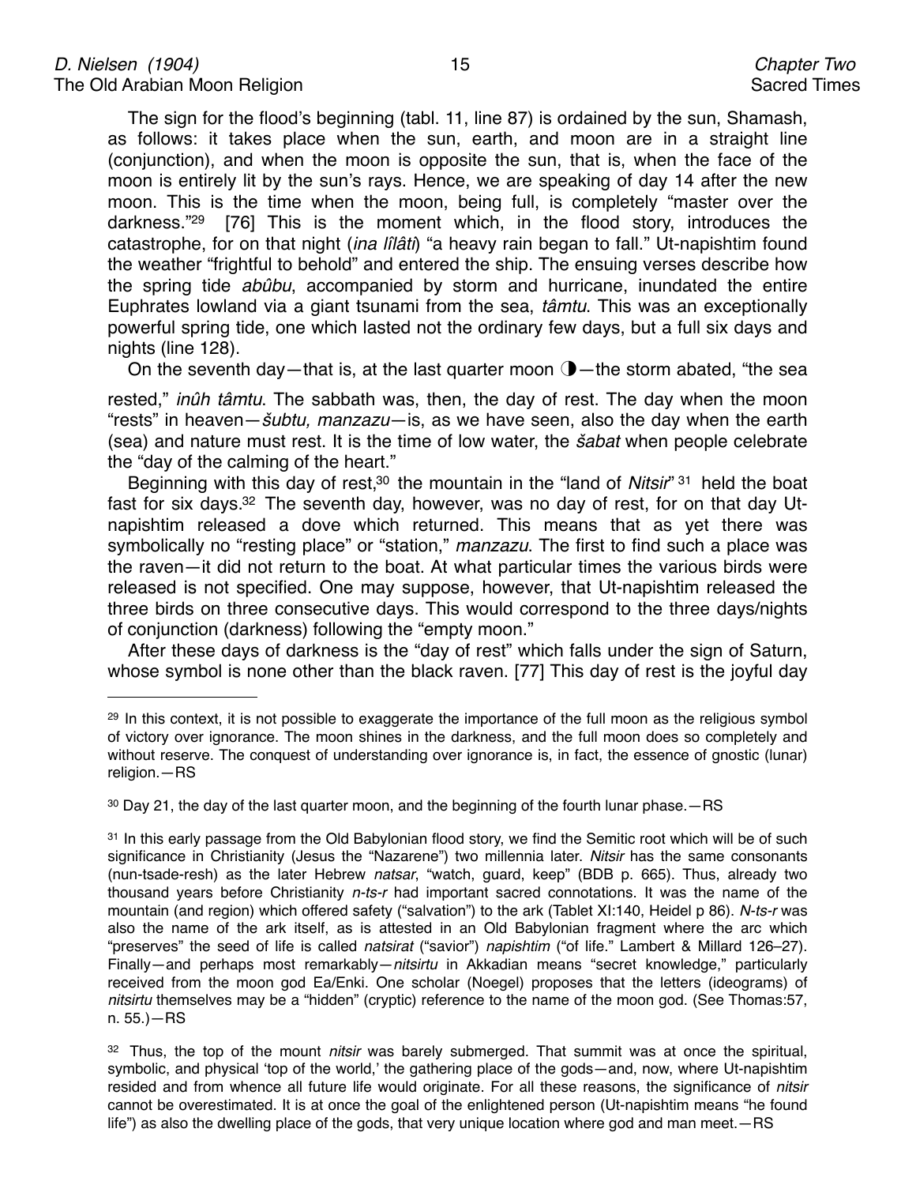The sign for the flood's beginning (tabl. 11, line 87) is ordained by the sun, Shamash, as follows: it takes place when the sun, earth, and moon are in a straight line (conjunction), and when the moon is opposite the sun, that is, when the face of the moon is entirely lit by the sun's rays. Hence, we are speaking of day 14 after the new moon. This is the time when the moon, being full, is completely "master over the darkness."[29] [76] This is the moment which, in the flood story, introduces the catastrophe, for on that night (*ina lîlâti*) "a heavy rain began to fall." Ut-napishtim found the weather "frightful to behold" and entered the ship. The ensuing verses describe how the spring tide *abûbu*, accompanied by storm and hurricane, inundated the entire Euphrates lowland via a giant tsunami from the sea, *tâmtu*. This was an exceptionally powerful spring tide, one which lasted not the ordinary few days, but a full six days and nights (line 128).

On the seventh day—that is, at the last quarter moon ◑—the storm abated, "the sea rested," *inûh tâmtu*. The sabbath was, then, the day of rest. The day when the moon "rests" in heaven—*šubtu, manzazu*—is, as we have seen, also the day when the earth (sea) and nature must rest. It is the time of low water, the *šabat* when people celebrate the "day of the calming of the heart."

Beginning with this day of rest,[30] the mountain in the "land of *Nitsir*"[31] held the boat fast for six days.[32] The seventh day, however, was no day of rest, for on that day Ut-napishtim released a dove which returned. This means that as yet there was symbolically no "resting place" or "station," *manzazu*. The first to find such a place was the raven—it did not return to the boat. At what particular times the various birds were released is not specified. One may suppose, however, that Ut-napishtim released the three birds on three consecutive days. This would correspond to the three days/nights of conjunction (darkness) following the "empty moon."

After these days of darkness is the "day of rest" which falls under the sign of Saturn, whose symbol is none other than the black raven. [77] This day of rest is the joyful day

---

[29] In this context, it is not possible to exaggerate the importance of the full moon as the religious symbol of victory over ignorance. The moon shines in the darkness, and the full moon does so completely and without reserve. The conquest of understanding over ignorance is, in fact, the essence of gnostic (lunar) religion.—RS

[30] Day 21, the day of the last quarter moon, and the beginning of the fourth lunar phase.—RS

[31] In this early passage from the Old Babylonian flood story, we find the Semitic root which will be of such significance in Christianity (Jesus the "Nazarene") two millennia later. *Nitsir* has the same consonants (nun-tsade-resh) as the later Hebrew *natsar*, "watch, guard, keep" (BDB p. 665). Thus, already two thousand years before Christianity *n-ts-r* had important sacred connotations. It was the name of the mountain (and region) which offered safety ("salvation") to the ark (Tablet XI:140, Heidel p 86). *N-ts-r* was also the name of the ark itself, as is attested in an Old Babylonian fragment where the arc which "preserves" the seed of life is called *natsirat* ("savior") *napishtim* ("of life." Lambert & Millard 126–27). Finally—and perhaps most remarkably—*nitsirtu* in Akkadian means "secret knowledge," particularly received from the moon god Ea/Enki. One scholar (Noegel) proposes that the letters (ideograms) of *nitsirtu* themselves may be a "hidden" (cryptic) reference to the name of the moon god. (See Thomas:57, n. 55.)—RS

[32] Thus, the top of the mount *nitsir* was barely submerged. That summit was at once the spiritual, symbolic, and physical 'top of the world,' the gathering place of the gods—and, now, where Ut-napishtim resided and from whence all future life would originate. For all these reasons, the significance of *nitsir* cannot be overestimated. It is at once the goal of the enlightened person (Ut-napishtim means "he found life") as also the dwelling place of the gods, that very unique location where god and man meet.—RS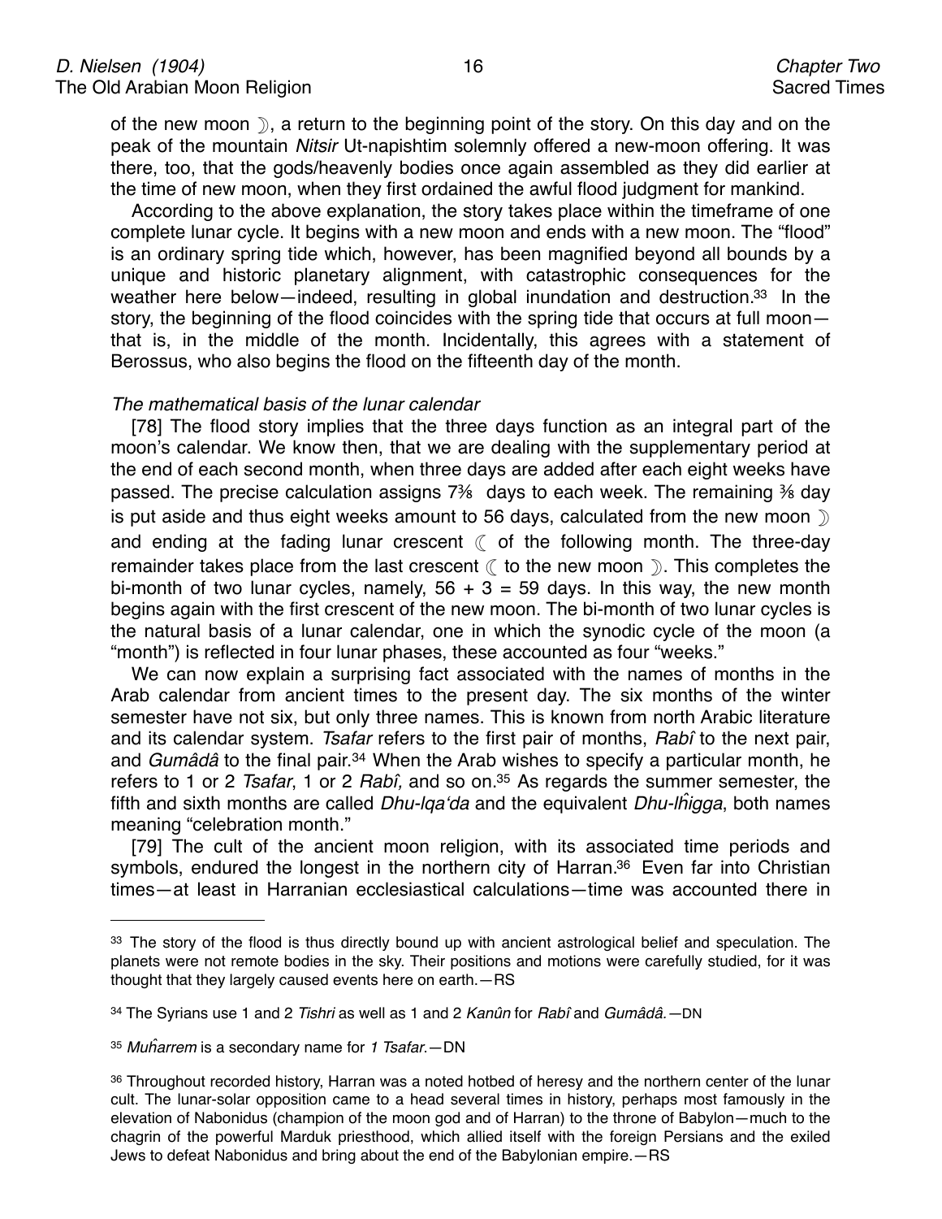of the new moon ☽, a return to the beginning point of the story. On this day and on the peak of the mountain *Nitsir* Ut-napishtim solemnly offered a new-moon offering. It was there, too, that the gods/heavenly bodies once again assembled as they did earlier at the time of new moon, when they first ordained the awful flood judgment for mankind.

According to the above explanation, the story takes place within the timeframe of one complete lunar cycle. It begins with a new moon and ends with a new moon. The “flood” is an ordinary spring tide which, however, has been magnified beyond all bounds by a unique and historic planetary alignment, with catastrophic consequences for the weather here below—indeed, resulting in global inundation and destruction.[33] In the story, the beginning of the flood coincides with the spring tide that occurs at full moon—that is, in the middle of the month. Incidentally, this agrees with a statement of Berossus, who also begins the flood on the fifteenth day of the month.

*The mathematical basis of the lunar calendar*

[78] The flood story implies that the three days function as an integral part of the moon’s calendar. We know then, that we are dealing with the supplementary period at the end of each second month, when three days are added after each eight weeks have passed. The precise calculation assigns 7⅜ days to each week. The remaining ⅜ day is put aside and thus eight weeks amount to 56 days, calculated from the new moon ☽ and ending at the fading lunar crescent ☾ of the following month. The three-day remainder takes place from the last crescent ☾ to the new moon ☽. This completes the bi-month of two lunar cycles, namely, 56 + 3 = 59 days. In this way, the new month begins again with the first crescent of the new moon. The bi-month of two lunar cycles is the natural basis of a lunar calendar, one in which the synodic cycle of the moon (a “month”) is reflected in four lunar phases, these accounted as four “weeks.”

We can now explain a surprising fact associated with the names of months in the Arab calendar from ancient times to the present day. The six months of the winter semester have not six, but only three names. This is known from north Arabic literature and its calendar system. *Tsafar* refers to the first pair of months, *Rabî* to the next pair, and *Gumâdâ* to the final pair.[34] When the Arab wishes to specify a particular month, he refers to 1 or 2 *Tsafar*, 1 or 2 *Rabî,* and so on.[35] As regards the summer semester, the fifth and sixth months are called *Dhu-lqa‘da* and the equivalent *Dhu-lĥigga*, both names meaning “celebration month.”

[79] The cult of the ancient moon religion, with its associated time periods and symbols, endured the longest in the northern city of Harran.[36] Even far into Christian times—at least in Harranian ecclesiastical calculations—time was accounted there in

---

[33] The story of the flood is thus directly bound up with ancient astrological belief and speculation. The planets were not remote bodies in the sky. Their positions and motions were carefully studied, for it was thought that they largely caused events here on earth.—RS

[34] The Syrians use 1 and 2 *Tishri* as well as 1 and 2 *Kanûn* for *Rabî* and *Gumâdâ.*—DN

[35] *Muĥarrem* is a secondary name for *1 Tsafar.*—DN

[36] Throughout recorded history, Harran was a noted hotbed of heresy and the northern center of the lunar cult. The lunar-solar opposition came to a head several times in history, perhaps most famously in the elevation of Nabonidus (champion of the moon god and of Harran) to the throne of Babylon—much to the chagrin of the powerful Marduk priesthood, which allied itself with the foreign Persians and the exiled Jews to defeat Nabonidus and bring about the end of the Babylonian empire.—RS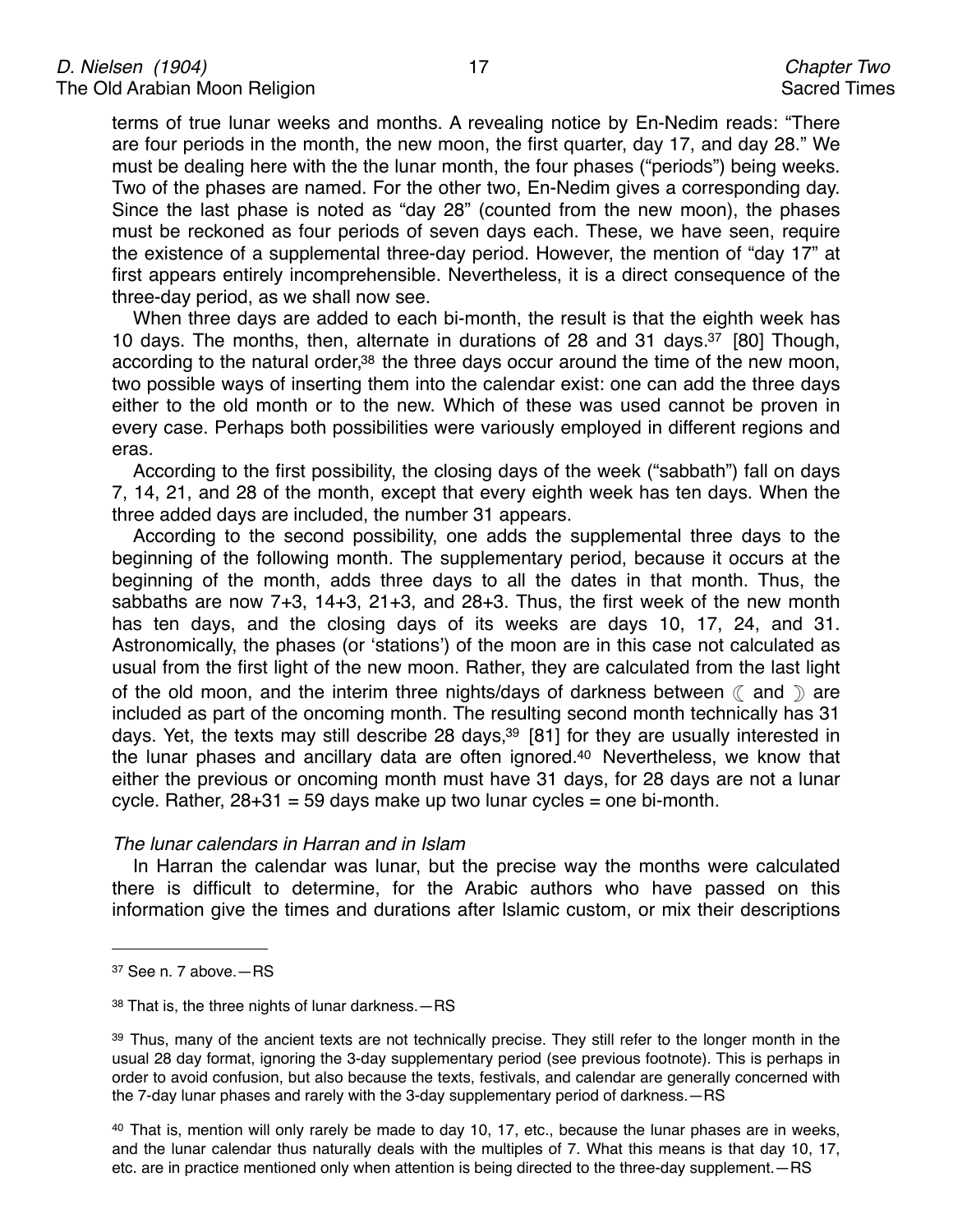terms of true lunar weeks and months. A revealing notice by En-Nedim reads: "There are four periods in the month, the new moon, the first quarter, day 17, and day 28." We must be dealing here with the the lunar month, the four phases ("periods") being weeks. Two of the phases are named. For the other two, En-Nedim gives a corresponding day. Since the last phase is noted as "day 28" (counted from the new moon), the phases must be reckoned as four periods of seven days each. These, we have seen, require the existence of a supplemental three-day period. However, the mention of "day 17" at first appears entirely incomprehensible. Nevertheless, it is a direct consequence of the three-day period, as we shall now see.

When three days are added to each bi-month, the result is that the eighth week has 10 days. The months, then, alternate in durations of 28 and 31 days.[37] [80] Though, according to the natural order,[38] the three days occur around the time of the new moon, two possible ways of inserting them into the calendar exist: one can add the three days either to the old month or to the new. Which of these was used cannot be proven in every case. Perhaps both possibilities were variously employed in different regions and eras.

According to the first possibility, the closing days of the week ("sabbath") fall on days 7, 14, 21, and 28 of the month, except that every eighth week has ten days. When the three added days are included, the number 31 appears.

According to the second possibility, one adds the supplemental three days to the beginning of the following month. The supplementary period, because it occurs at the beginning of the month, adds three days to all the dates in that month. Thus, the sabbaths are now 7+3, 14+3, 21+3, and 28+3. Thus, the first week of the new month has ten days, and the closing days of its weeks are days 10, 17, 24, and 31. Astronomically, the phases (or 'stations') of the moon are in this case not calculated as usual from the first light of the new moon. Rather, they are calculated from the last light of the old moon, and the interim three nights/days of darkness between ☾ and ☽ are included as part of the oncoming month. The resulting second month technically has 31 days. Yet, the texts may still describe 28 days,[39] [81] for they are usually interested in the lunar phases and ancillary data are often ignored.[40] Nevertheless, we know that either the previous or oncoming month must have 31 days, for 28 days are not a lunar cycle. Rather, 28+31 = 59 days make up two lunar cycles = one bi-month.

*The lunar calendars in Harran and in Islam*

In Harran the calendar was lunar, but the precise way the months were calculated there is difficult to determine, for the Arabic authors who have passed on this information give the times and durations after Islamic custom, or mix their descriptions

---

[37] See n. 7 above.—RS

[38] That is, the three nights of lunar darkness.—RS

[39] Thus, many of the ancient texts are not technically precise. They still refer to the longer month in the usual 28 day format, ignoring the 3-day supplementary period (see previous footnote). This is perhaps in order to avoid confusion, but also because the texts, festivals, and calendar are generally concerned with the 7-day lunar phases and rarely with the 3-day supplementary period of darkness.—RS

[40] That is, mention will only rarely be made to day 10, 17, etc., because the lunar phases are in weeks, and the lunar calendar thus naturally deals with the multiples of 7. What this means is that day 10, 17, etc. are in practice mentioned only when attention is being directed to the three-day supplement.—RS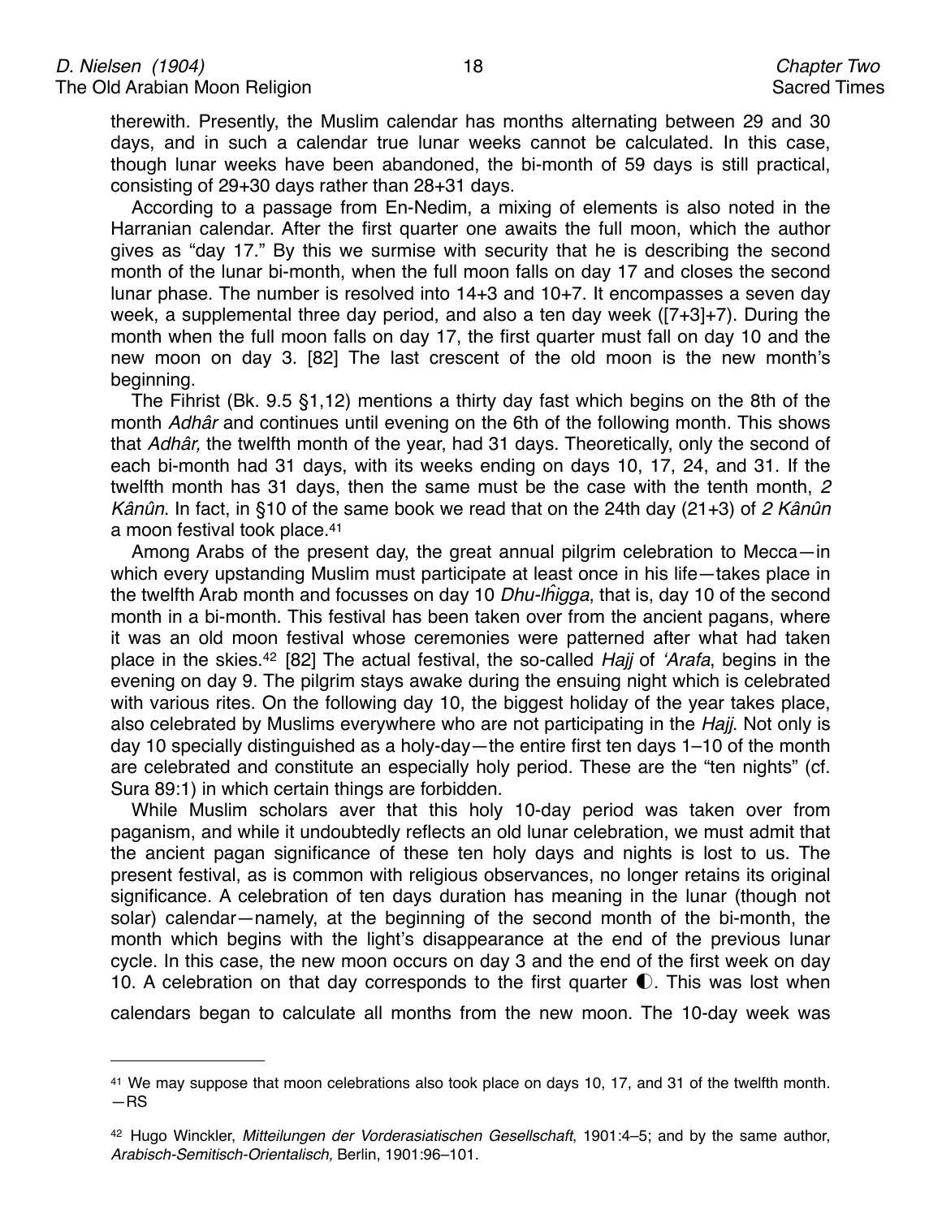therewith. Presently, the Muslim calendar has months alternating between 29 and 30 days, and in such a calendar true lunar weeks cannot be calculated. In this case, though lunar weeks have been abandoned, the bi-month of 59 days is still practical, consisting of 29+30 days rather than 28+31 days.

According to a passage from En-Nedim, a mixing of elements is also noted in the Harranian calendar. After the first quarter one awaits the full moon, which the author gives as "day 17." By this we surmise with security that he is describing the second month of the lunar bi-month, when the full moon falls on day 17 and closes the second lunar phase. The number is resolved into 14+3 and 10+7. It encompasses a seven day week, a supplemental three day period, and also a ten day week ([7+3]+7). During the month when the full moon falls on day 17, the first quarter must fall on day 10 and the new moon on day 3. [82] The last crescent of the old moon is the new month's beginning.

The Fihrist (Bk. 9.5 §1,12) mentions a thirty day fast which begins on the 8th of the month *Adhâr* and continues until evening on the 6th of the following month. This shows that *Adhâr,* the twelfth month of the year, had 31 days. Theoretically, only the second of each bi-month had 31 days, with its weeks ending on days 10, 17, 24, and 31. If the twelfth month has 31 days, then the same must be the case with the tenth month, *2 Kânûn*. In fact, in §10 of the same book we read that on the 24th day (21+3) of *2 Kânûn* a moon festival took place.[41]

Among Arabs of the present day, the great annual pilgrim celebration to Mecca—in which every upstanding Muslim must participate at least once in his life—takes place in the twelfth Arab month and focusses on day 10 *Dhu-lĥigga*, that is, day 10 of the second month in a bi-month. This festival has been taken over from the ancient pagans, where it was an old moon festival whose ceremonies were patterned after what had taken place in the skies.[42] [82] The actual festival, the so-called *Hajj* of *'Arafa*, begins in the evening on day 9. The pilgrim stays awake during the ensuing night which is celebrated with various rites. On the following day 10, the biggest holiday of the year takes place, also celebrated by Muslims everywhere who are not participating in the *Hajj*. Not only is day 10 specially distinguished as a holy-day—the entire first ten days 1–10 of the month are celebrated and constitute an especially holy period. These are the "ten nights" (cf. Sura 89:1) in which certain things are forbidden.

While Muslim scholars aver that this holy 10-day period was taken over from paganism, and while it undoubtedly reflects an old lunar celebration, we must admit that the ancient pagan significance of these ten holy days and nights is lost to us. The present festival, as is common with religious observances, no longer retains its original significance. A celebration of ten days duration has meaning in the lunar (though not solar) calendar—namely, at the beginning of the second month of the bi-month, the month which begins with the light's disappearance at the end of the previous lunar cycle. In this case, the new moon occurs on day 3 and the end of the first week on day 10. A celebration on that day corresponds to the first quarter ◐. This was lost when calendars began to calculate all months from the new moon. The 10-day week was

---

[41] We may suppose that moon celebrations also took place on days 10, 17, and 31 of the twelfth month. —RS

[42] Hugo Winckler, *Mitteilungen der Vorderasiatischen Gesellschaft*, 1901:4–5; and by the same author, *Arabisch-Semitisch-Orientalisch,* Berlin, 1901:96–101.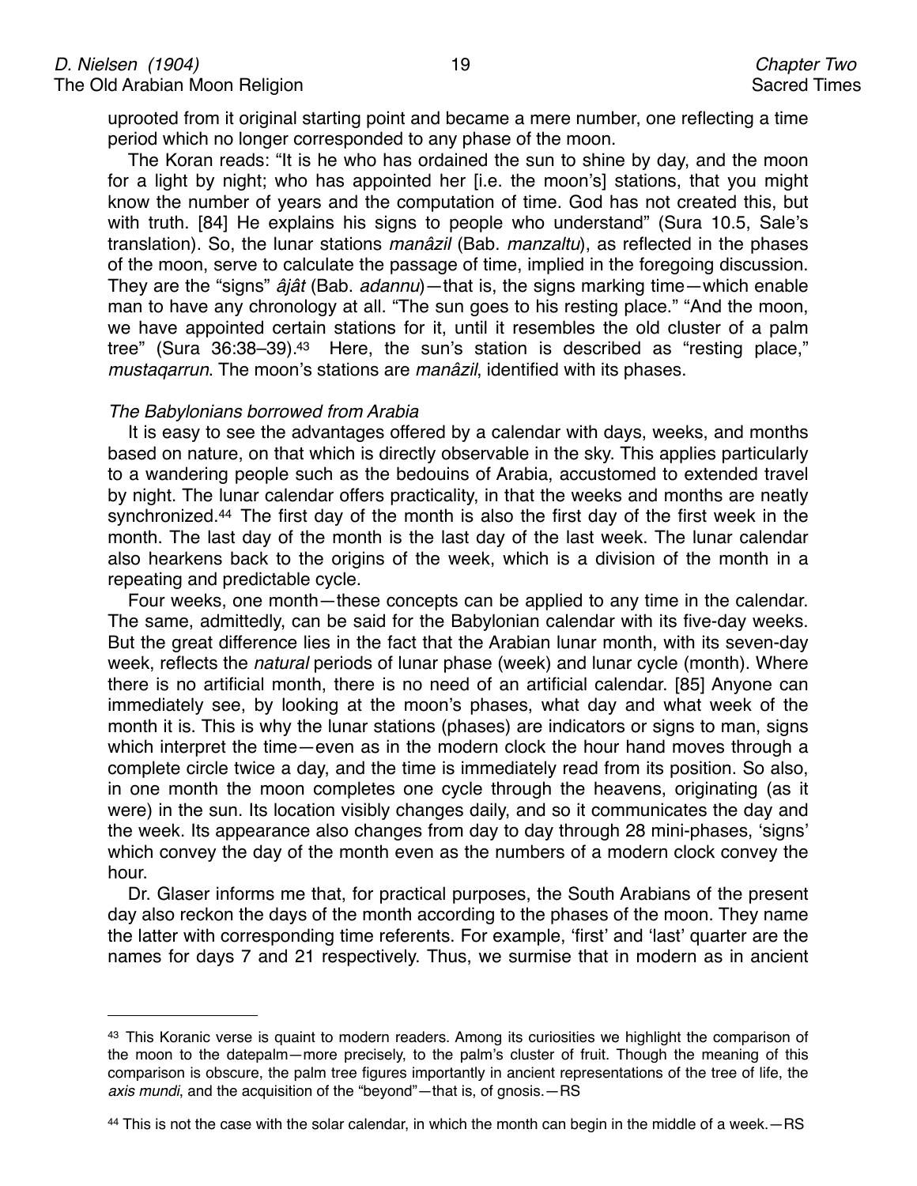uprooted from it original starting point and became a mere number, one reflecting a time period which no longer corresponded to any phase of the moon.

The Koran reads: "It is he who has ordained the sun to shine by day, and the moon for a light by night; who has appointed her [i.e. the moon's] stations, that you might know the number of years and the computation of time. God has not created this, but with truth. [84] He explains his signs to people who understand" (Sura 10.5, Sale's translation). So, the lunar stations *manâzil* (Bab. *manzaltu*), as reflected in the phases of the moon, serve to calculate the passage of time, implied in the foregoing discussion. They are the "signs" *âjât* (Bab. *adannu*)—that is, the signs marking time—which enable man to have any chronology at all. "The sun goes to his resting place." "And the moon, we have appointed certain stations for it, until it resembles the old cluster of a palm tree" (Sura 36:38–39).[43] Here, the sun's station is described as "resting place," *mustaqarrun*. The moon's stations are *manâzil*, identified with its phases.

*The Babylonians borrowed from Arabia*

It is easy to see the advantages offered by a calendar with days, weeks, and months based on nature, on that which is directly observable in the sky. This applies particularly to a wandering people such as the bedouins of Arabia, accustomed to extended travel by night. The lunar calendar offers practicality, in that the weeks and months are neatly synchronized.[44] The first day of the month is also the first day of the first week in the month. The last day of the month is the last day of the last week. The lunar calendar also hearkens back to the origins of the week, which is a division of the month in a repeating and predictable cycle.

Four weeks, one month—these concepts can be applied to any time in the calendar. The same, admittedly, can be said for the Babylonian calendar with its five-day weeks. But the great difference lies in the fact that the Arabian lunar month, with its seven-day week, reflects the *natural* periods of lunar phase (week) and lunar cycle (month). Where there is no artificial month, there is no need of an artificial calendar. [85] Anyone can immediately see, by looking at the moon's phases, what day and what week of the month it is. This is why the lunar stations (phases) are indicators or signs to man, signs which interpret the time—even as in the modern clock the hour hand moves through a complete circle twice a day, and the time is immediately read from its position. So also, in one month the moon completes one cycle through the heavens, originating (as it were) in the sun. Its location visibly changes daily, and so it communicates the day and the week. Its appearance also changes from day to day through 28 mini-phases, 'signs' which convey the day of the month even as the numbers of a modern clock convey the hour.

Dr. Glaser informs me that, for practical purposes, the South Arabians of the present day also reckon the days of the month according to the phases of the moon. They name the latter with corresponding time referents. For example, 'first' and 'last' quarter are the names for days 7 and 21 respectively. Thus, we surmise that in modern as in ancient

---

[43] This Koranic verse is quaint to modern readers. Among its curiosities we highlight the comparison of the moon to the datepalm—more precisely, to the palm's cluster of fruit. Though the meaning of this comparison is obscure, the palm tree figures importantly in ancient representations of the tree of life, the *axis mundi*, and the acquisition of the "beyond"—that is, of gnosis.—RS

[44] This is not the case with the solar calendar, in which the month can begin in the middle of a week.—RS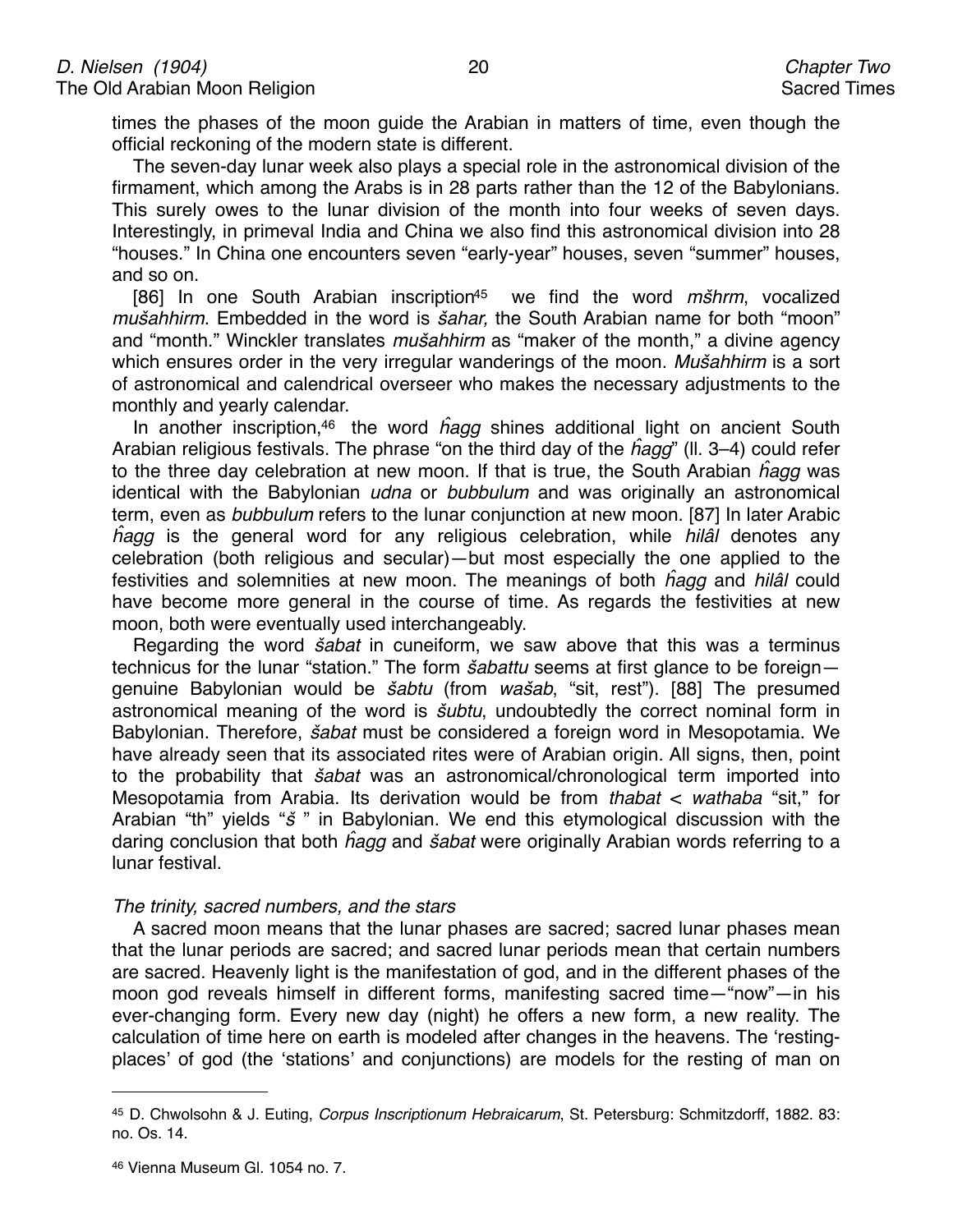times the phases of the moon guide the Arabian in matters of time, even though the official reckoning of the modern state is different.

The seven-day lunar week also plays a special role in the astronomical division of the firmament, which among the Arabs is in 28 parts rather than the 12 of the Babylonians. This surely owes to the lunar division of the month into four weeks of seven days. Interestingly, in primeval India and China we also find this astronomical division into 28 "houses." In China one encounters seven "early-year" houses, seven "summer" houses, and so on.

[86] In one South Arabian inscription[45] we find the word *mšhrm*, vocalized *mušahhirm*. Embedded in the word is *šahar,* the South Arabian name for both "moon" and "month." Winckler translates *mušahhirm* as "maker of the month," a divine agency which ensures order in the very irregular wanderings of the moon. *Mušahhirm* is a sort of astronomical and calendrical overseer who makes the necessary adjustments to the monthly and yearly calendar.

In another inscription,[46] the word *ĥagg* shines additional light on ancient South Arabian religious festivals. The phrase "on the third day of the *ĥagg*" (ll. 3–4) could refer to the three day celebration at new moon. If that is true, the South Arabian *ĥagg* was identical with the Babylonian *udna* or *bubbulum* and was originally an astronomical term, even as *bubbulum* refers to the lunar conjunction at new moon. [87] In later Arabic *ĥagg* is the general word for any religious celebration, while *hilâl* denotes any celebration (both religious and secular)—but most especially the one applied to the festivities and solemnities at new moon. The meanings of both *ĥagg* and *hilâl* could have become more general in the course of time. As regards the festivities at new moon, both were eventually used interchangeably.

Regarding the word *šabat* in cuneiform, we saw above that this was a terminus technicus for the lunar "station." The form *šabattu* seems at first glance to be foreign—genuine Babylonian would be *šabtu* (from *wašab*, "sit, rest"). [88] The presumed astronomical meaning of the word is *šubtu*, undoubtedly the correct nominal form in Babylonian. Therefore, *šabat* must be considered a foreign word in Mesopotamia. We have already seen that its associated rites were of Arabian origin. All signs, then, point to the probability that *šabat* was an astronomical/chronological term imported into Mesopotamia from Arabia. Its derivation would be from *thabat* < *wathaba* "sit," for Arabian "th" yields "*š* " in Babylonian. We end this etymological discussion with the daring conclusion that both *ĥagg* and *šabat* were originally Arabian words referring to a lunar festival.

### *The trinity, sacred numbers, and the stars*

A sacred moon means that the lunar phases are sacred; sacred lunar phases mean that the lunar periods are sacred; and sacred lunar periods mean that certain numbers are sacred. Heavenly light is the manifestation of god, and in the different phases of the moon god reveals himself in different forms, manifesting sacred time—"now"—in his ever-changing form. Every new day (night) he offers a new form, a new reality. The calculation of time here on earth is modeled after changes in the heavens. The 'resting-places' of god (the 'stations' and conjunctions) are models for the resting of man on

---

[45] D. Chwolsohn & J. Euting, *Corpus Inscriptionum Hebraicarum*, St. Petersburg: Schmitzdorff, 1882. 83: no. Os. 14.

[46] Vienna Museum Gl. 1054 no. 7.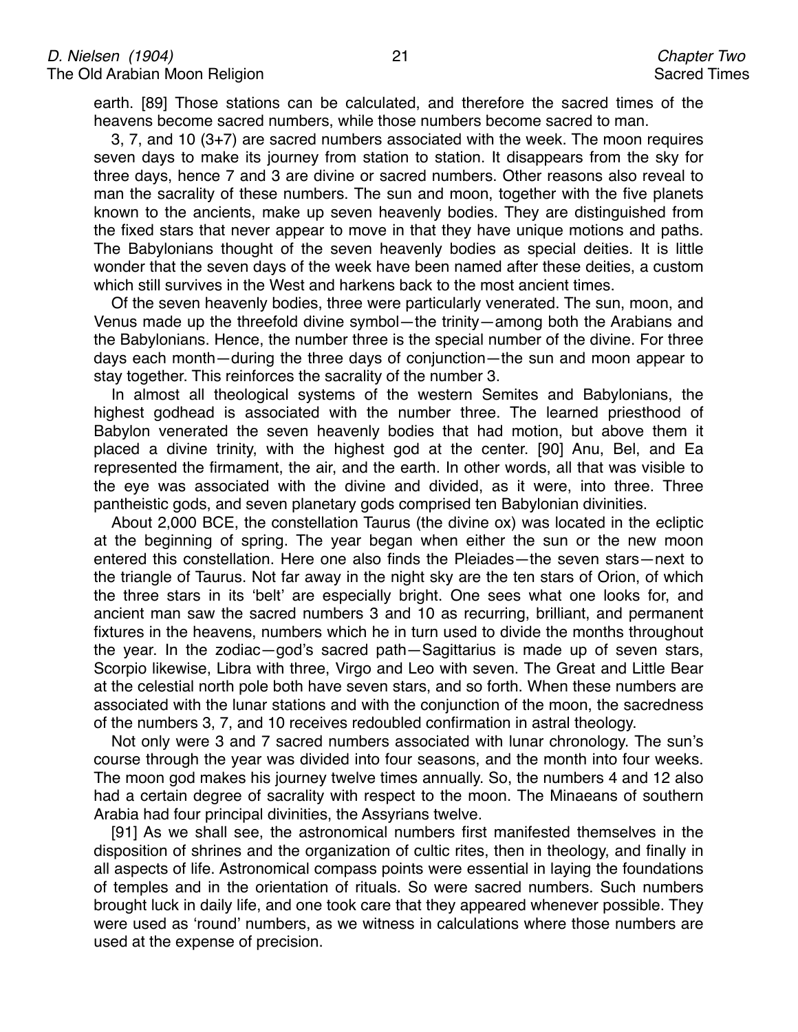earth. [89] Those stations can be calculated, and therefore the sacred times of the heavens become sacred numbers, while those numbers become sacred to man.

3, 7, and 10 (3+7) are sacred numbers associated with the week. The moon requires seven days to make its journey from station to station. It disappears from the sky for three days, hence 7 and 3 are divine or sacred numbers. Other reasons also reveal to man the sacrality of these numbers. The sun and moon, together with the five planets known to the ancients, make up seven heavenly bodies. They are distinguished from the fixed stars that never appear to move in that they have unique motions and paths. The Babylonians thought of the seven heavenly bodies as special deities. It is little wonder that the seven days of the week have been named after these deities, a custom which still survives in the West and harkens back to the most ancient times.

Of the seven heavenly bodies, three were particularly venerated. The sun, moon, and Venus made up the threefold divine symbol—the trinity—among both the Arabians and the Babylonians. Hence, the number three is the special number of the divine. For three days each month—during the three days of conjunction—the sun and moon appear to stay together. This reinforces the sacrality of the number 3.

In almost all theological systems of the western Semites and Babylonians, the highest godhead is associated with the number three. The learned priesthood of Babylon venerated the seven heavenly bodies that had motion, but above them it placed a divine trinity, with the highest god at the center. [90] Anu, Bel, and Ea represented the firmament, the air, and the earth. In other words, all that was visible to the eye was associated with the divine and divided, as it were, into three. Three pantheistic gods, and seven planetary gods comprised ten Babylonian divinities.

About 2,000 BCE, the constellation Taurus (the divine ox) was located in the ecliptic at the beginning of spring. The year began when either the sun or the new moon entered this constellation. Here one also finds the Pleiades—the seven stars—next to the triangle of Taurus. Not far away in the night sky are the ten stars of Orion, of which the three stars in its 'belt' are especially bright. One sees what one looks for, and ancient man saw the sacred numbers 3 and 10 as recurring, brilliant, and permanent fixtures in the heavens, numbers which he in turn used to divide the months throughout the year. In the zodiac—god's sacred path—Sagittarius is made up of seven stars, Scorpio likewise, Libra with three, Virgo and Leo with seven. The Great and Little Bear at the celestial north pole both have seven stars, and so forth. When these numbers are associated with the lunar stations and with the conjunction of the moon, the sacredness of the numbers 3, 7, and 10 receives redoubled confirmation in astral theology.

Not only were 3 and 7 sacred numbers associated with lunar chronology. The sun's course through the year was divided into four seasons, and the month into four weeks. The moon god makes his journey twelve times annually. So, the numbers 4 and 12 also had a certain degree of sacrality with respect to the moon. The Minaeans of southern Arabia had four principal divinities, the Assyrians twelve.

[91] As we shall see, the astronomical numbers first manifested themselves in the disposition of shrines and the organization of cultic rites, then in theology, and finally in all aspects of life. Astronomical compass points were essential in laying the foundations of temples and in the orientation of rituals. So were sacred numbers. Such numbers brought luck in daily life, and one took care that they appeared whenever possible. They were used as 'round' numbers, as we witness in calculations where those numbers are used at the expense of precision.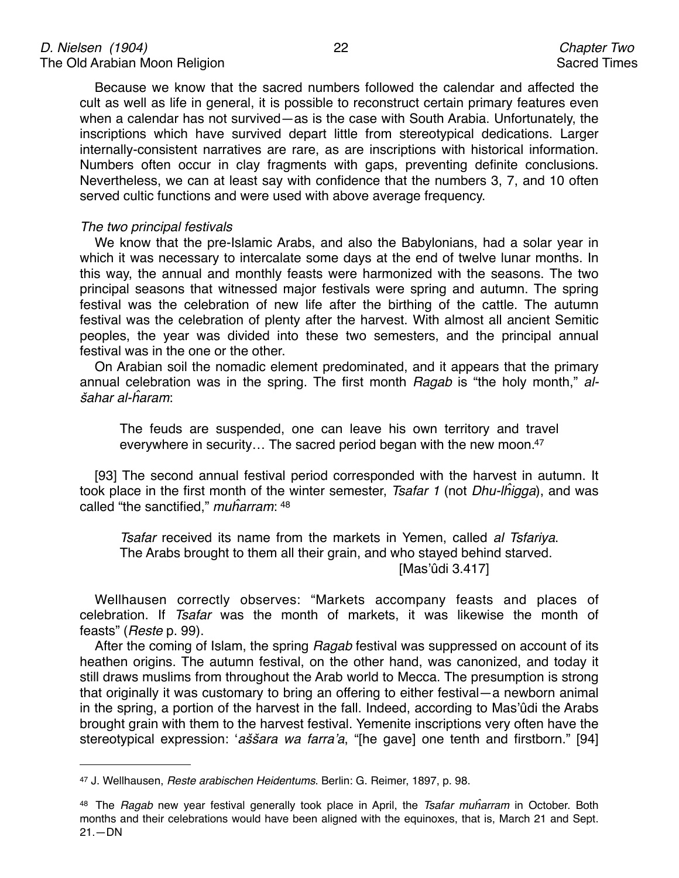Because we know that the sacred numbers followed the calendar and affected the cult as well as life in general, it is possible to reconstruct certain primary features even when a calendar has not survived—as is the case with South Arabia. Unfortunately, the inscriptions which have survived depart little from stereotypical dedications. Larger internally-consistent narratives are rare, as are inscriptions with historical information. Numbers often occur in clay fragments with gaps, preventing definite conclusions. Nevertheless, we can at least say with confidence that the numbers 3, 7, and 10 often served cultic functions and were used with above average frequency.

*The two principal festivals*

We know that the pre-Islamic Arabs, and also the Babylonians, had a solar year in which it was necessary to intercalate some days at the end of twelve lunar months. In this way, the annual and monthly feasts were harmonized with the seasons. The two principal seasons that witnessed major festivals were spring and autumn. The spring festival was the celebration of new life after the birthing of the cattle. The autumn festival was the celebration of plenty after the harvest. With almost all ancient Semitic peoples, the year was divided into these two semesters, and the principal annual festival was in the one or the other.

On Arabian soil the nomadic element predominated, and it appears that the primary annual celebration was in the spring. The first month *Ragab* is "the holy month," *al-šahar al-ĥaram*:

> The feuds are suspended, one can leave his own territory and travel everywhere in security… The sacred period began with the new moon.[47]

[93] The second annual festival period corresponded with the harvest in autumn. It took place in the first month of the winter semester, *Tsafar 1* (not *Dhu-lĥigga*), and was called "the sanctified," *muĥarram*: [48]

> *Tsafar* received its name from the markets in Yemen, called *al Tsfariya*. The Arabs brought to them all their grain, and who stayed behind starved.
> [Mas'ûdi 3.417]

Wellhausen correctly observes: "Markets accompany feasts and places of celebration. If *Tsafar* was the month of markets, it was likewise the month of feasts" (*Reste* p. 99).

After the coming of Islam, the spring *Ragab* festival was suppressed on account of its heathen origins. The autumn festival, on the other hand, was canonized, and today it still draws muslims from throughout the Arab world to Mecca. The presumption is strong that originally it was customary to bring an offering to either festival—a newborn animal in the spring, a portion of the harvest in the fall. Indeed, according to Mas'ûdi the Arabs brought grain with them to the harvest festival. Yemenite inscriptions very often have the stereotypical expression: '*aššara wa farra'a*, "[he gave] one tenth and firstborn." [94]

---

[47] J. Wellhausen, *Reste arabischen Heidentums*. Berlin: G. Reimer, 1897, p. 98.

[48] The *Ragab* new year festival generally took place in April, the *Tsafar muĥarram* in October. Both months and their celebrations would have been aligned with the equinoxes, that is, March 21 and Sept. 21.—DN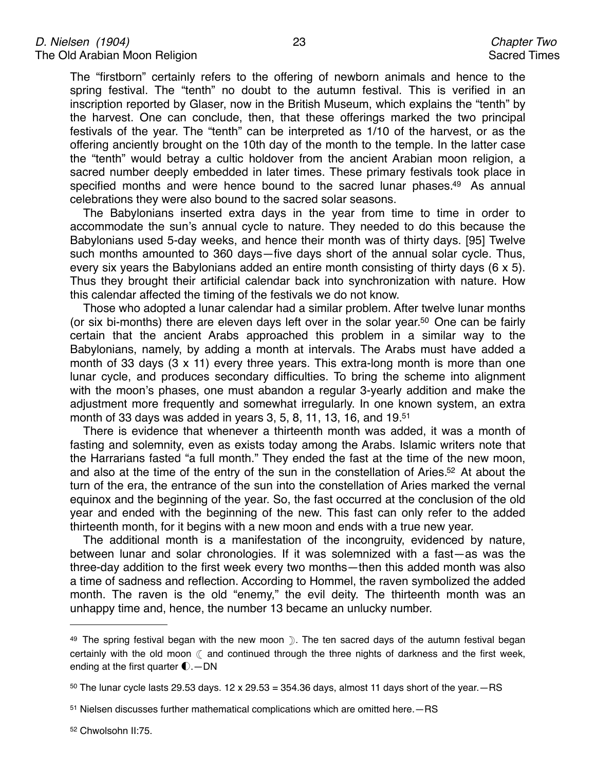The "firstborn" certainly refers to the offering of newborn animals and hence to the spring festival. The "tenth" no doubt to the autumn festival. This is verified in an inscription reported by Glaser, now in the British Museum, which explains the "tenth" by the harvest. One can conclude, then, that these offerings marked the two principal festivals of the year. The "tenth" can be interpreted as 1/10 of the harvest, or as the offering anciently brought on the 10th day of the month to the temple. In the latter case the "tenth" would betray a cultic holdover from the ancient Arabian moon religion, a sacred number deeply embedded in later times. These primary festivals took place in specified months and were hence bound to the sacred lunar phases.[49] As annual celebrations they were also bound to the sacred solar seasons.

The Babylonians inserted extra days in the year from time to time in order to accommodate the sun's annual cycle to nature. They needed to do this because the Babylonians used 5-day weeks, and hence their month was of thirty days. [95] Twelve such months amounted to 360 days—five days short of the annual solar cycle. Thus, every six years the Babylonians added an entire month consisting of thirty days (6 x 5). Thus they brought their artificial calendar back into synchronization with nature. How this calendar affected the timing of the festivals we do not know.

Those who adopted a lunar calendar had a similar problem. After twelve lunar months (or six bi-months) there are eleven days left over in the solar year.[50] One can be fairly certain that the ancient Arabs approached this problem in a similar way to the Babylonians, namely, by adding a month at intervals. The Arabs must have added a month of 33 days (3 x 11) every three years. This extra-long month is more than one lunar cycle, and produces secondary difficulties. To bring the scheme into alignment with the moon's phases, one must abandon a regular 3-yearly addition and make the adjustment more frequently and somewhat irregularly. In one known system, an extra month of 33 days was added in years 3, 5, 8, 11, 13, 16, and 19.[51]

There is evidence that whenever a thirteenth month was added, it was a month of fasting and solemnity, even as exists today among the Arabs. Islamic writers note that the Harrarians fasted "a full month." They ended the fast at the time of the new moon, and also at the time of the entry of the sun in the constellation of Aries.[52] At about the turn of the era, the entrance of the sun into the constellation of Aries marked the vernal equinox and the beginning of the year. So, the fast occurred at the conclusion of the old year and ended with the beginning of the new. This fast can only refer to the added thirteenth month, for it begins with a new moon and ends with a true new year.

The additional month is a manifestation of the incongruity, evidenced by nature, between lunar and solar chronologies. If it was solemnized with a fast—as was the three-day addition to the first week every two months—then this added month was also a time of sadness and reflection. According to Hommel, the raven symbolized the added month. The raven is the old "enemy," the evil deity. The thirteenth month was an unhappy time and, hence, the number 13 became an unlucky number.

---

[49] The spring festival began with the new moon ☽. The ten sacred days of the autumn festival began certainly with the old moon ☾ and continued through the three nights of darkness and the first week, ending at the first quarter ◐.—DN

[50] The lunar cycle lasts 29.53 days. 12 x 29.53 = 354.36 days, almost 11 days short of the year.—RS

[51] Nielsen discusses further mathematical complications which are omitted here.—RS

[52] Chwolsohn II:75.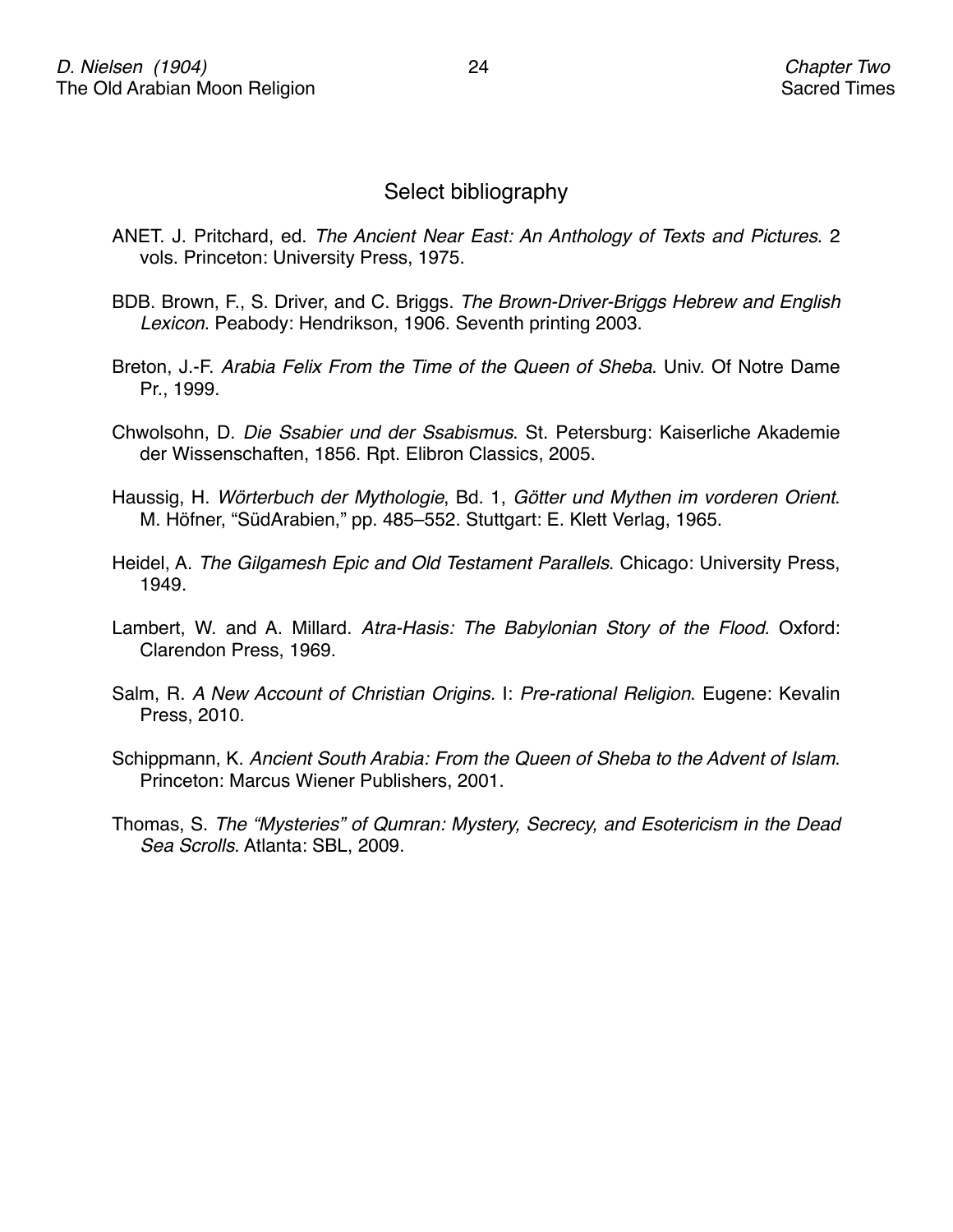## Select bibliography

ANET. J. Pritchard, ed. *The Ancient Near East: An Anthology of Texts and Pictures*. 2 vols. Princeton: University Press, 1975.

BDB. Brown, F., S. Driver, and C. Briggs. *The Brown-Driver-Briggs Hebrew and English Lexicon*. Peabody: Hendrikson, 1906. Seventh printing 2003.

Breton, J.-F. *Arabia Felix From the Time of the Queen of Sheba*. Univ. Of Notre Dame Pr., 1999.

Chwolsohn, D. *Die Ssabier und der Ssabismus*. St. Petersburg: Kaiserliche Akademie der Wissenschaften, 1856. Rpt. Elibron Classics, 2005.

Haussig, H. *Wörterbuch der Mythologie*, Bd. 1, *Götter und Mythen im vorderen Orient*. M. Höfner, "SüdArabien," pp. 485–552. Stuttgart: E. Klett Verlag, 1965.

Heidel, A. *The Gilgamesh Epic and Old Testament Parallels*. Chicago: University Press, 1949.

Lambert, W. and A. Millard. *Atra-Hasis: The Babylonian Story of the Flood*. Oxford: Clarendon Press, 1969.

Salm, R. *A New Account of Christian Origins*. I: *Pre-rational Religion*. Eugene: Kevalin Press, 2010.

Schippmann, K. *Ancient South Arabia: From the Queen of Sheba to the Advent of Islam*. Princeton: Marcus Wiener Publishers, 2001.

Thomas, S. *The "Mysteries" of Qumran: Mystery, Secrecy, and Esotericism in the Dead Sea Scrolls*. Atlanta: SBL, 2009.